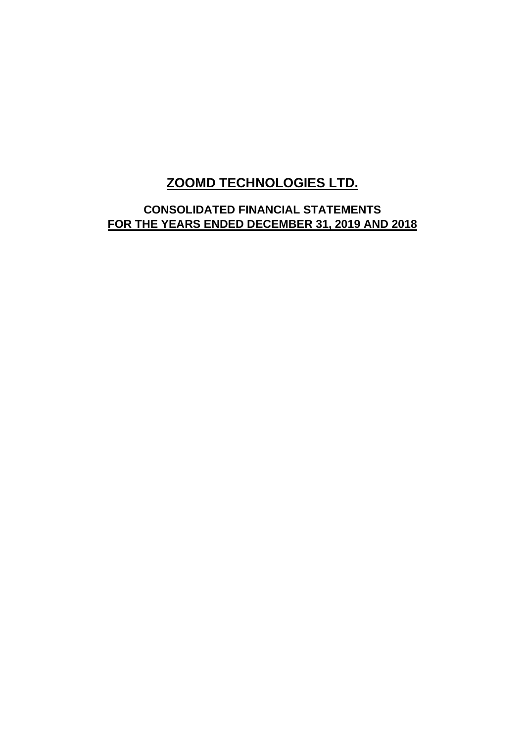# ZOOMD TECHNOLOGIES LTD.

## CONSOLIDATED FINANCIAL STATEMENTS
## FOR THE YEARS ENDED DECEMBER 31, 2019 AND 2018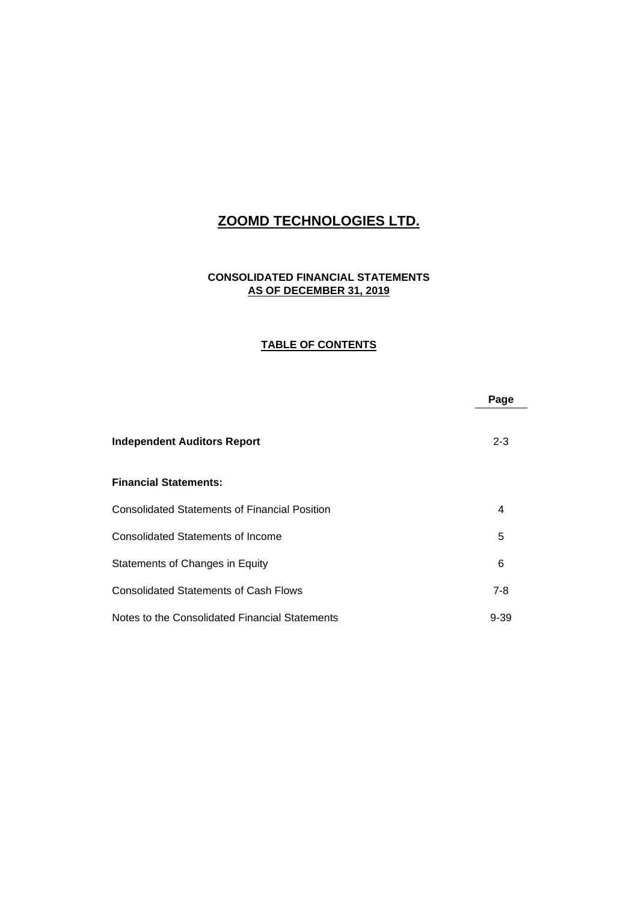# ZOOMD TECHNOLOGIES LTD.

**CONSOLIDATED FINANCIAL STATEMENTS**
**AS OF DECEMBER 31, 2019**

## TABLE OF CONTENTS

| | **Page** |
|---|---|
| **Independent Auditors Report** | 2-3 |
| **Financial Statements:** | |
| Consolidated Statements of Financial Position | 4 |
| Consolidated Statements of Income | 5 |
| Statements of Changes in Equity | 6 |
| Consolidated Statements of Cash Flows | 7-8 |
| Notes to the Consolidated Financial Statements | 9-39 |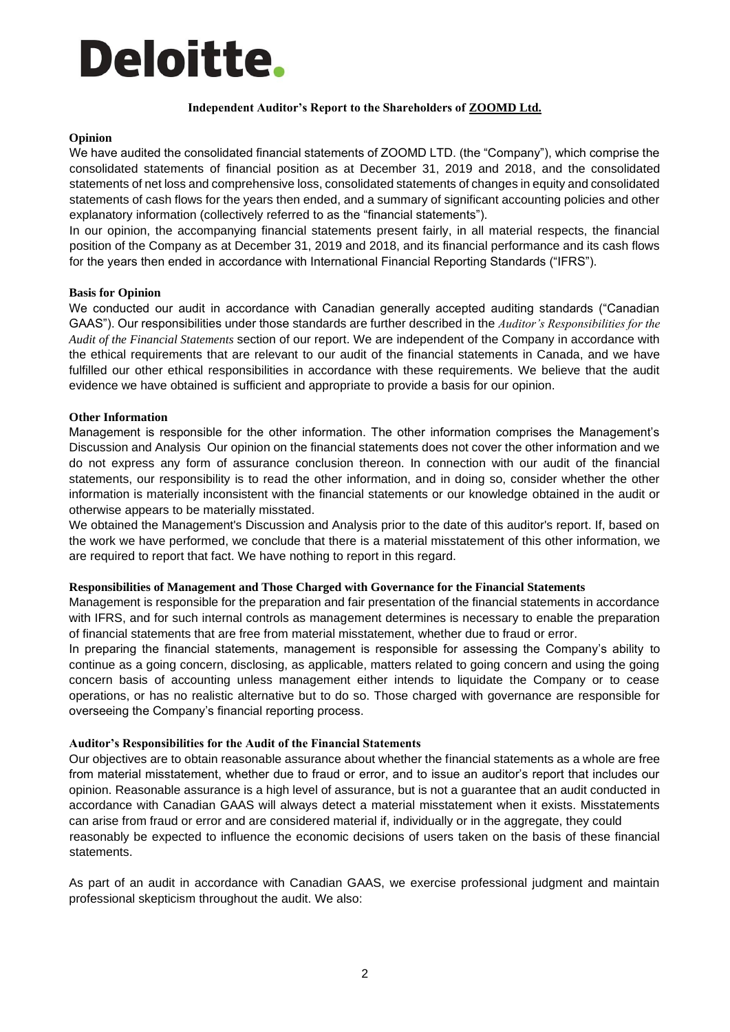Deloitte.

## Independent Auditor's Report to the Shareholders of ZOOMD Ltd.

### Opinion

We have audited the consolidated financial statements of ZOOMD LTD. (the "Company"), which comprise the consolidated statements of financial position as at December 31, 2019 and 2018, and the consolidated statements of net loss and comprehensive loss, consolidated statements of changes in equity and consolidated statements of cash flows for the years then ended, and a summary of significant accounting policies and other explanatory information (collectively referred to as the "financial statements").

In our opinion, the accompanying financial statements present fairly, in all material respects, the financial position of the Company as at December 31, 2019 and 2018, and its financial performance and its cash flows for the years then ended in accordance with International Financial Reporting Standards ("IFRS").

### Basis for Opinion

We conducted our audit in accordance with Canadian generally accepted auditing standards ("Canadian GAAS"). Our responsibilities under those standards are further described in the *Auditor's Responsibilities for the Audit of the Financial Statements* section of our report. We are independent of the Company in accordance with the ethical requirements that are relevant to our audit of the financial statements in Canada, and we have fulfilled our other ethical responsibilities in accordance with these requirements. We believe that the audit evidence we have obtained is sufficient and appropriate to provide a basis for our opinion.

### Other Information

Management is responsible for the other information. The other information comprises the Management's Discussion and Analysis Our opinion on the financial statements does not cover the other information and we do not express any form of assurance conclusion thereon. In connection with our audit of the financial statements, our responsibility is to read the other information, and in doing so, consider whether the other information is materially inconsistent with the financial statements or our knowledge obtained in the audit or otherwise appears to be materially misstated.

We obtained the Management's Discussion and Analysis prior to the date of this auditor's report. If, based on the work we have performed, we conclude that there is a material misstatement of this other information, we are required to report that fact. We have nothing to report in this regard.

### Responsibilities of Management and Those Charged with Governance for the Financial Statements

Management is responsible for the preparation and fair presentation of the financial statements in accordance with IFRS, and for such internal controls as management determines is necessary to enable the preparation of financial statements that are free from material misstatement, whether due to fraud or error.

In preparing the financial statements, management is responsible for assessing the Company's ability to continue as a going concern, disclosing, as applicable, matters related to going concern and using the going concern basis of accounting unless management either intends to liquidate the Company or to cease operations, or has no realistic alternative but to do so. Those charged with governance are responsible for overseeing the Company's financial reporting process.

### Auditor's Responsibilities for the Audit of the Financial Statements

Our objectives are to obtain reasonable assurance about whether the financial statements as a whole are free from material misstatement, whether due to fraud or error, and to issue an auditor's report that includes our opinion. Reasonable assurance is a high level of assurance, but is not a guarantee that an audit conducted in accordance with Canadian GAAS will always detect a material misstatement when it exists. Misstatements can arise from fraud or error and are considered material if, individually or in the aggregate, they could reasonably be expected to influence the economic decisions of users taken on the basis of these financial statements.

As part of an audit in accordance with Canadian GAAS, we exercise professional judgment and maintain professional skepticism throughout the audit. We also: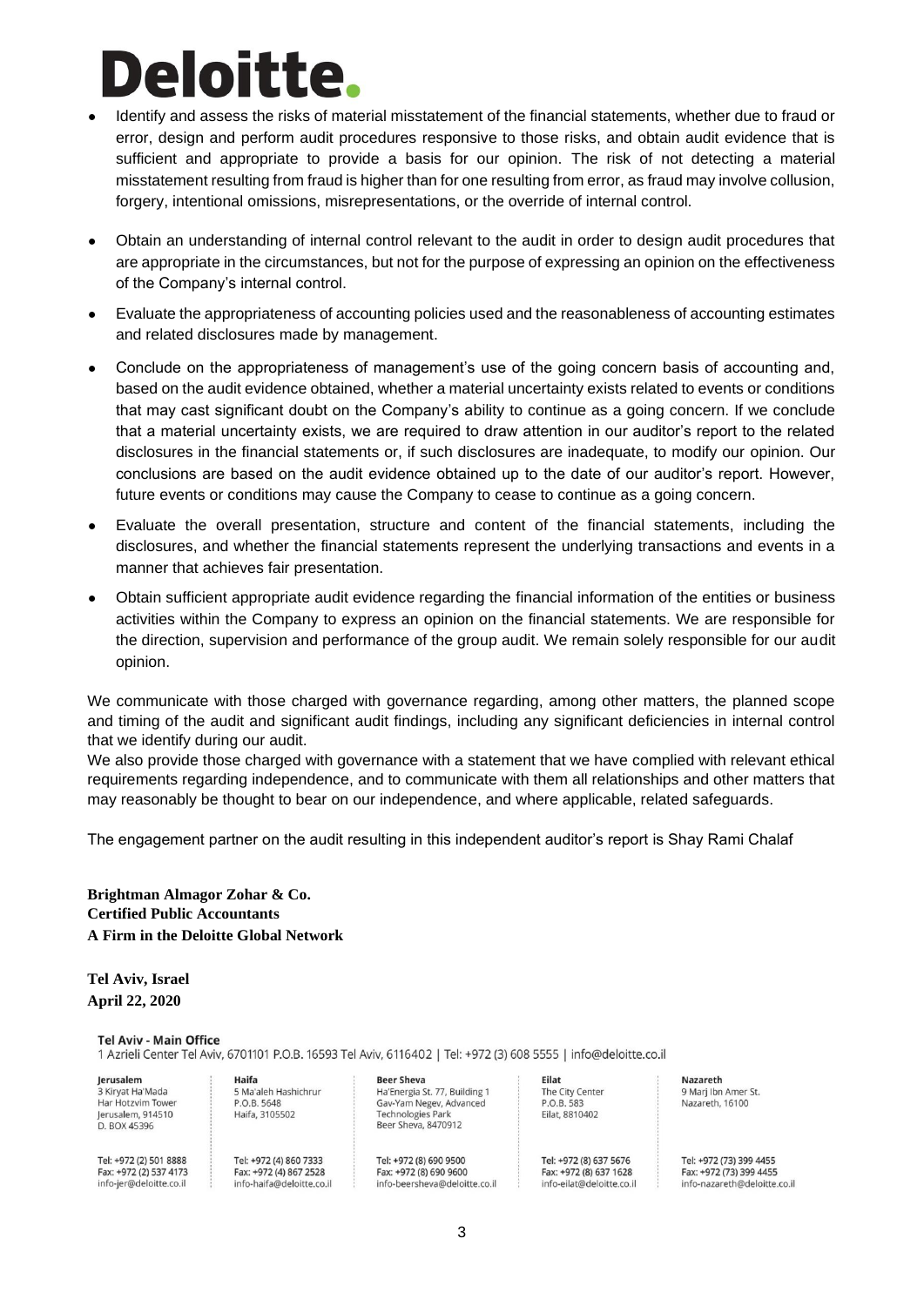- Identify and assess the risks of material misstatement of the financial statements, whether due to fraud or error, design and perform audit procedures responsive to those risks, and obtain audit evidence that is sufficient and appropriate to provide a basis for our opinion. The risk of not detecting a material misstatement resulting from fraud is higher than for one resulting from error, as fraud may involve collusion, forgery, intentional omissions, misrepresentations, or the override of internal control.

- Obtain an understanding of internal control relevant to the audit in order to design audit procedures that are appropriate in the circumstances, but not for the purpose of expressing an opinion on the effectiveness of the Company's internal control.

- Evaluate the appropriateness of accounting policies used and the reasonableness of accounting estimates and related disclosures made by management.

- Conclude on the appropriateness of management's use of the going concern basis of accounting and, based on the audit evidence obtained, whether a material uncertainty exists related to events or conditions that may cast significant doubt on the Company's ability to continue as a going concern. If we conclude that a material uncertainty exists, we are required to draw attention in our auditor's report to the related disclosures in the financial statements or, if such disclosures are inadequate, to modify our opinion. Our conclusions are based on the audit evidence obtained up to the date of our auditor's report. However, future events or conditions may cause the Company to cease to continue as a going concern.

- Evaluate the overall presentation, structure and content of the financial statements, including the disclosures, and whether the financial statements represent the underlying transactions and events in a manner that achieves fair presentation.

- Obtain sufficient appropriate audit evidence regarding the financial information of the entities or business activities within the Company to express an opinion on the financial statements. We are responsible for the direction, supervision and performance of the group audit. We remain solely responsible for our audit opinion.

We communicate with those charged with governance regarding, among other matters, the planned scope and timing of the audit and significant audit findings, including any significant deficiencies in internal control that we identify during our audit.

We also provide those charged with governance with a statement that we have complied with relevant ethical requirements regarding independence, and to communicate with them all relationships and other matters that may reasonably be thought to bear on our independence, and where applicable, related safeguards.

The engagement partner on the audit resulting in this independent auditor's report is Shay Rami Chalaf

**Brightman Almagor Zohar & Co.**
**Certified Public Accountants**
**A Firm in the Deloitte Global Network**

**Tel Aviv, Israel**
**April 22, 2020**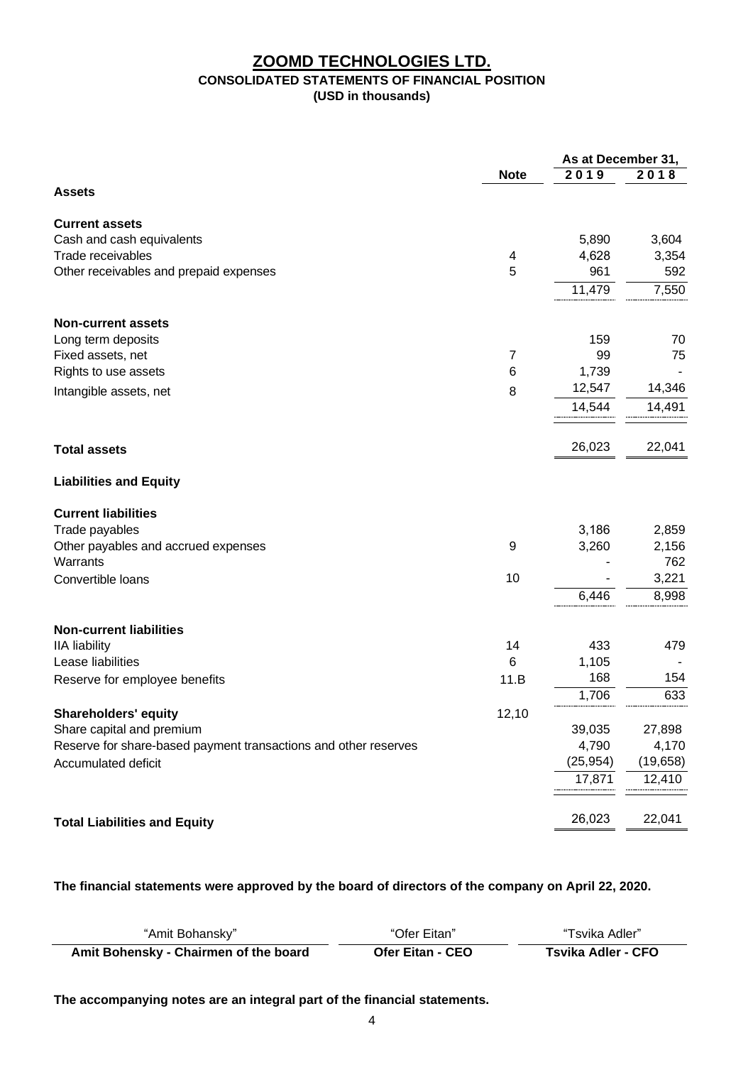# ZOOMD TECHNOLOGIES LTD.

## CONSOLIDATED STATEMENTS OF FINANCIAL POSITION

**(USD in thousands)**

| | Note | As at December 31, 2019 | 2018 |
|---|---|---|---|
| **Assets** | | | |
| **Current assets** | | | |
| Cash and cash equivalents | | 5,890 | 3,604 |
| Trade receivables | 4 | 4,628 | 3,354 |
| Other receivables and prepaid expenses | 5 | 961 | 592 |
| | | 11,479 | 7,550 |
| **Non-current assets** | | | |
| Long term deposits | | 159 | 70 |
| Fixed assets, net | 7 | 99 | 75 |
| Rights to use assets | 6 | 1,739 | - |
| Intangible assets, net | 8 | 12,547 | 14,346 |
| | | 14,544 | 14,491 |
| **Total assets** | | 26,023 | 22,041 |
| **Liabilities and Equity** | | | |
| **Current liabilities** | | | |
| Trade payables | | 3,186 | 2,859 |
| Other payables and accrued expenses | 9 | 3,260 | 2,156 |
| Warrants | | - | 762 |
| Convertible loans | 10 | - | 3,221 |
| | | 6,446 | 8,998 |
| **Non-current liabilities** | | | |
| IIA liability | 14 | 433 | 479 |
| Lease liabilities | 6 | 1,105 | - |
| Reserve for employee benefits | 11.B | 168 | 154 |
| | | 1,706 | 633 |
| **Shareholders' equity** | 12,10 | | |
| Share capital and premium | | 39,035 | 27,898 |
| Reserve for share-based payment transactions and other reserves | | 4,790 | 4,170 |
| Accumulated deficit | | (25,954) | (19,658) |
| | | 17,871 | 12,410 |
| **Total Liabilities and Equity** | | 26,023 | 22,041 |

**The financial statements were approved by the board of directors of the company on April 22, 2020.**

| "Amit Bohansky" | "Ofer Eitan" | "Tsvika Adler" |
|---|---|---|
| **Amit Bohensky - Chairmen of the board** | **Ofer Eitan - CEO** | **Tsvika Adler - CFO** |

**The accompanying notes are an integral part of the financial statements.**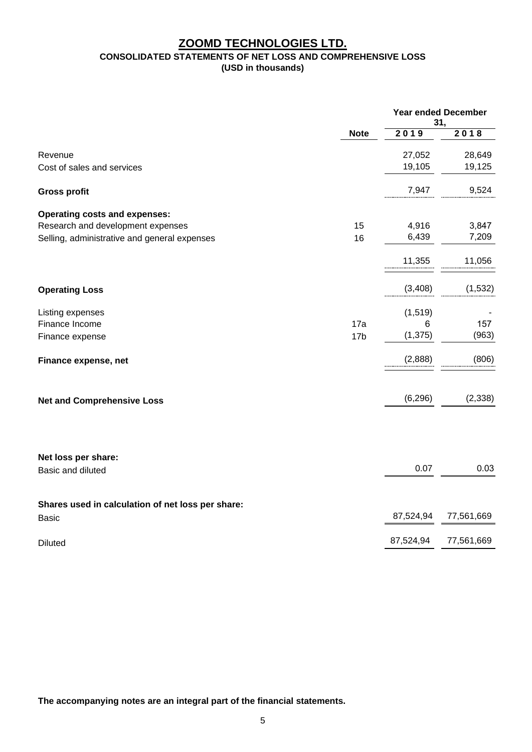# ZOOMD TECHNOLOGIES LTD.

## CONSOLIDATED STATEMENTS OF NET LOSS AND COMPREHENSIVE LOSS

**(USD in thousands)**

| | | Year ended December 31, | |
|---|---|---|---|
| | **Note** | **2019** | **2018** |
| Revenue | | 27,052 | 28,649 |
| Cost of sales and services | | 19,105 | 19,125 |
| **Gross profit** | | 7,947 | 9,524 |
| **Operating costs and expenses:** | | | |
| Research and development expenses | 15 | 4,916 | 3,847 |
| Selling, administrative and general expenses | 16 | 6,439 | 7,209 |
| | | 11,355 | 11,056 |
| **Operating Loss** | | (3,408) | (1,532) |
| Listing expenses | | (1,519) | - |
| Finance Income | 17a | 6 | 157 |
| Finance expense | 17b | (1,375) | (963) |
| **Finance expense, net** | | (2,888) | (806) |
| **Net and Comprehensive Loss** | | (6,296) | (2,338) |
| **Net loss per share:** | | | |
| Basic and diluted | | 0.07 | 0.03 |
| **Shares used in calculation of net loss per share:** | | | |
| Basic | | 87,524,94 | 77,561,669 |
| Diluted | | 87,524,94 | 77,561,669 |

**The accompanying notes are an integral part of the financial statements.**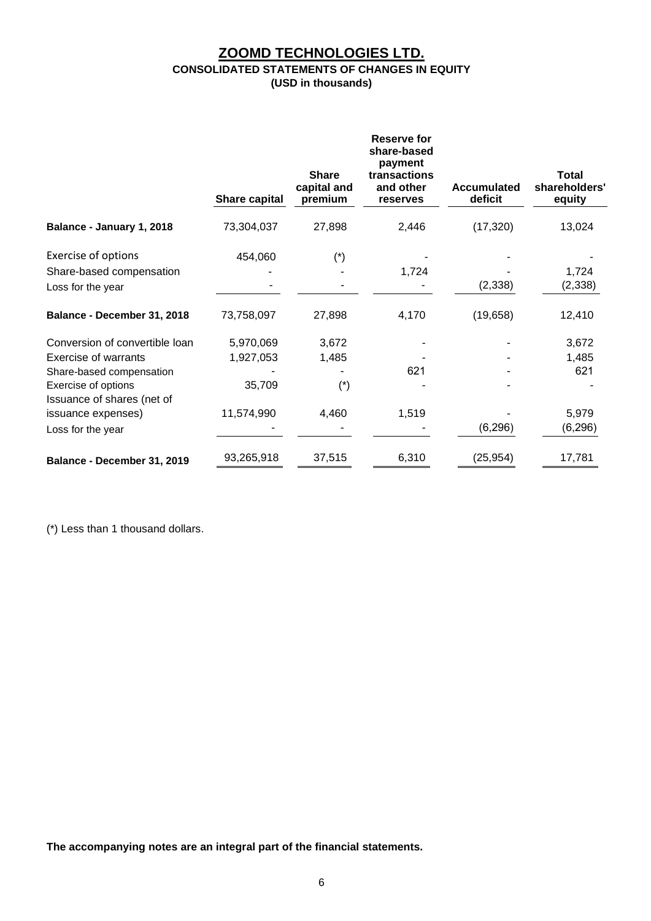# ZOOMD TECHNOLOGIES LTD.

**CONSOLIDATED STATEMENTS OF CHANGES IN EQUITY**

**(USD in thousands)**

| | Share capital | Share capital and premium | Reserve for share-based payment transactions and other reserves | Accumulated deficit | Total shareholders' equity |
|---|---|---|---|---|---|
| **Balance - January 1, 2018** | 73,304,037 | 27,898 | 2,446 | (17,320) | 13,024 |
| Exercise of options | 454,060 | (*) | - | - | - |
| Share-based compensation | - | - | 1,724 | - | 1,724 |
| Loss for the year | - | - | - | (2,338) | (2,338) |
| **Balance - December 31, 2018** | 73,758,097 | 27,898 | 4,170 | (19,658) | 12,410 |
| Conversion of convertible loan | 5,970,069 | 3,672 | - | - | 3,672 |
| Exercise of warrants | 1,927,053 | 1,485 | - | - | 1,485 |
| Share-based compensation | - | - | 621 | - | 621 |
| Exercise of options | 35,709 | (*) | - | - | - |
| Issuance of shares (net of issuance expenses) | 11,574,990 | 4,460 | 1,519 | - | 5,979 |
| Loss for the year | - | - | - | (6,296) | (6,296) |
| **Balance - December 31, 2019** | 93,265,918 | 37,515 | 6,310 | (25,954) | 17,781 |

(*) Less than 1 thousand dollars.

**The accompanying notes are an integral part of the financial statements.**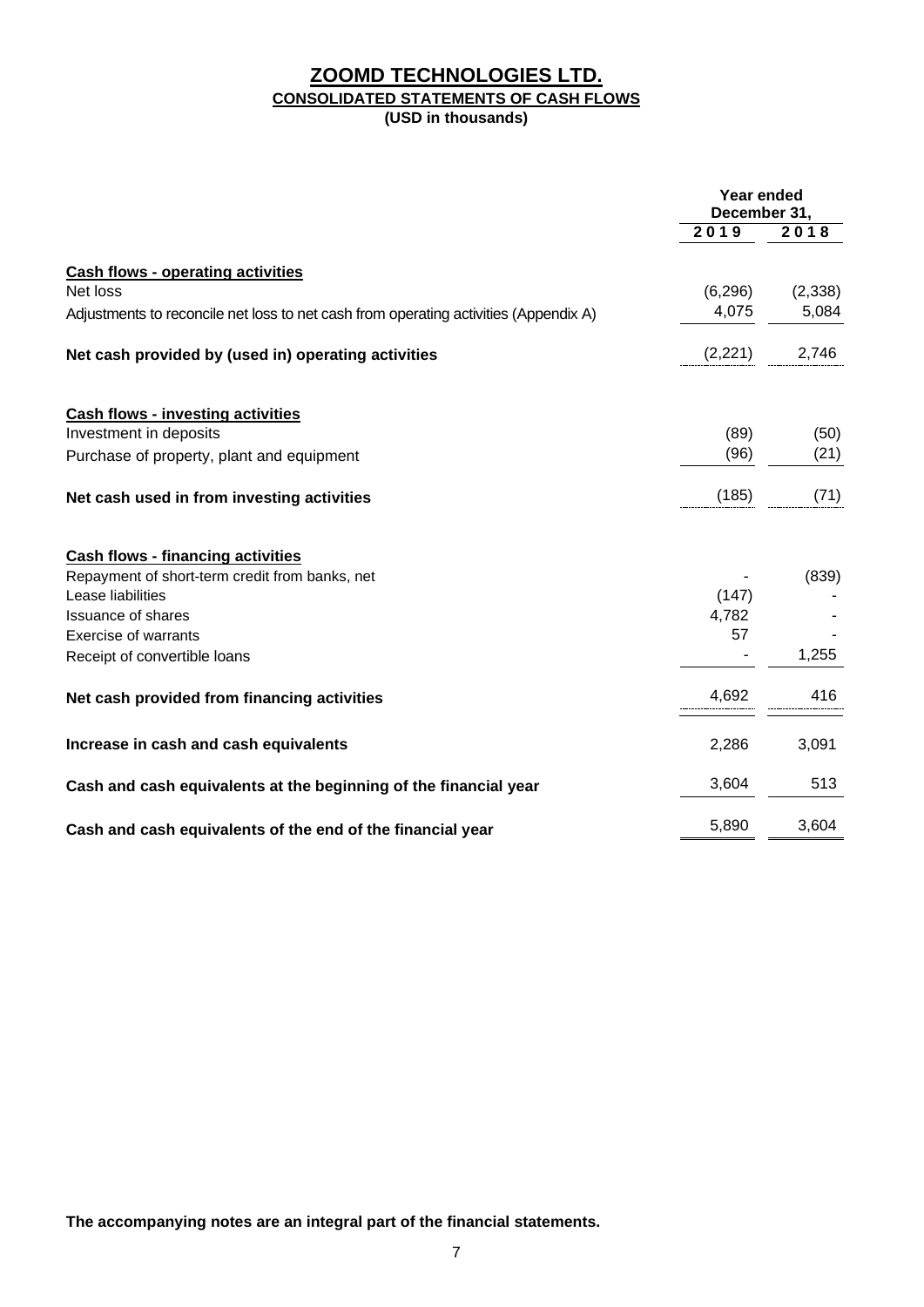# ZOOMD TECHNOLOGIES LTD.

## CONSOLIDATED STATEMENTS OF CASH FLOWS

**(USD in thousands)**

| | Year ended December 31, | |
|---|---|---|
| | **2019** | **2018** |
| **Cash flows - operating activities** | | |
| Net loss | (6,296) | (2,338) |
| Adjustments to reconcile net loss to net cash from operating activities (Appendix A) | 4,075 | 5,084 |
| **Net cash provided by (used in) operating activities** | (2,221) | 2,746 |
| **Cash flows - investing activities** | | |
| Investment in deposits | (89) | (50) |
| Purchase of property, plant and equipment | (96) | (21) |
| **Net cash used in from investing activities** | (185) | (71) |
| **Cash flows - financing activities** | | |
| Repayment of short-term credit from banks, net | - | (839) |
| Lease liabilities | (147) | - |
| Issuance of shares | 4,782 | - |
| Exercise of warrants | 57 | - |
| Receipt of convertible loans | - | 1,255 |
| **Net cash provided from financing activities** | 4,692 | 416 |
| **Increase in cash and cash equivalents** | 2,286 | 3,091 |
| **Cash and cash equivalents at the beginning of the financial year** | 3,604 | 513 |
| **Cash and cash equivalents of the end of the financial year** | 5,890 | 3,604 |

**The accompanying notes are an integral part of the financial statements.**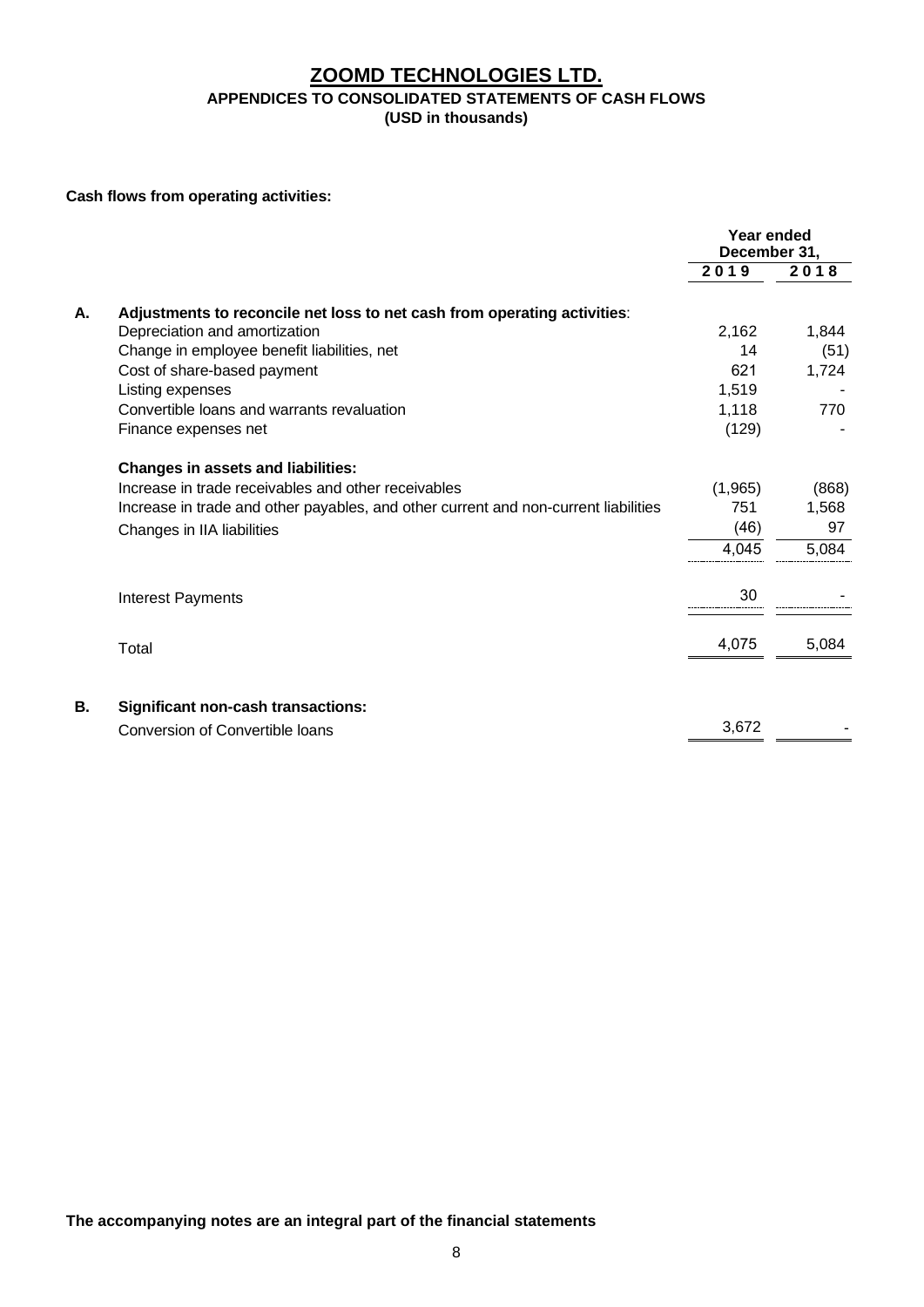# ZOOMD TECHNOLOGIES LTD.

## APPENDICES TO CONSOLIDATED STATEMENTS OF CASH FLOWS

**(USD in thousands)**

**Cash flows from operating activities:**

| | | Year ended December 31, | |
|---|---|---|---|
| | | **2019** | **2018** |
| **A.** | **Adjustments to reconcile net loss to net cash from operating activities**: | | |
| | Depreciation and amortization | 2,162 | 1,844 |
| | Change in employee benefit liabilities, net | 14 | (51) |
| | Cost of share-based payment | 621 | 1,724 |
| | Listing expenses | 1,519 | - |
| | Convertible loans and warrants revaluation | 1,118 | 770 |
| | Finance expenses net | (129) | - |
| | **Changes in assets and liabilities:** | | |
| | Increase in trade receivables and other receivables | (1,965) | (868) |
| | Increase in trade and other payables, and other current and non-current liabilities | 751 | 1,568 |
| | Changes in IIA liabilities | (46) | 97 |
| | | 4,045 | 5,084 |
| | Interest Payments | 30 | - |
| | Total | 4,075 | 5,084 |
| **B.** | **Significant non-cash transactions:** | | |
| | Conversion of Convertible loans | 3,672 | - |

**The accompanying notes are an integral part of the financial statements**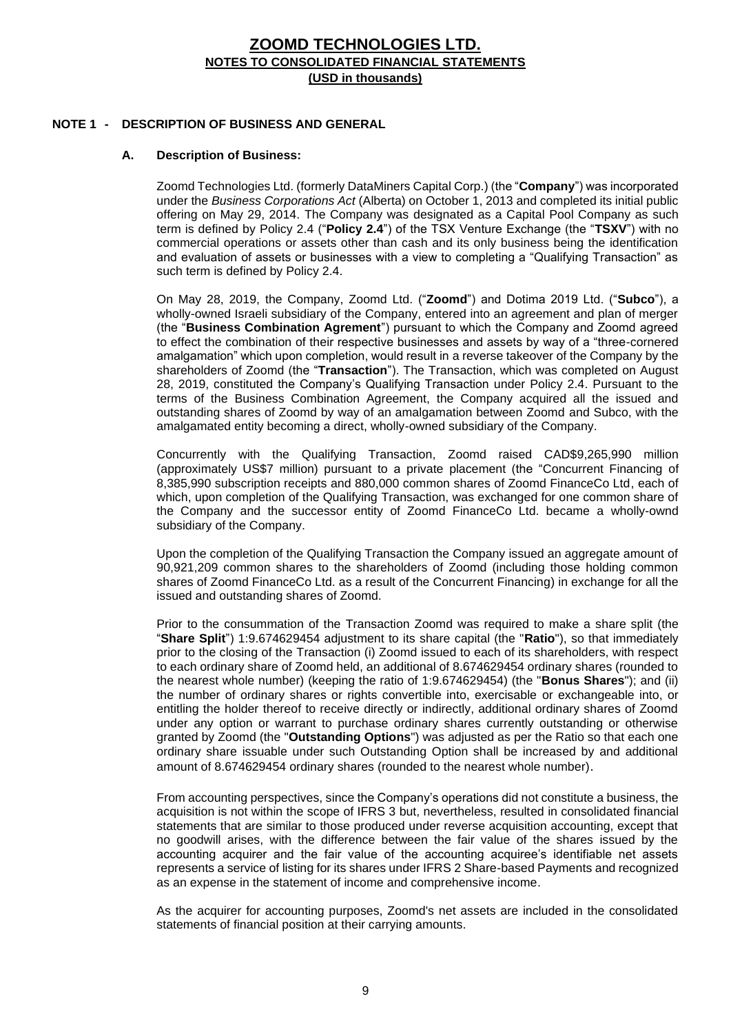# ZOOMD TECHNOLOGIES LTD.
## NOTES TO CONSOLIDATED FINANCIAL STATEMENTS
**(USD in thousands)**

### NOTE 1 - DESCRIPTION OF BUSINESS AND GENERAL

#### A. Description of Business:

Zoomd Technologies Ltd. (formerly DataMiners Capital Corp.) (the "**Company**") was incorporated under the *Business Corporations Act* (Alberta) on October 1, 2013 and completed its initial public offering on May 29, 2014. The Company was designated as a Capital Pool Company as such term is defined by Policy 2.4 ("**Policy 2.4**") of the TSX Venture Exchange (the "**TSXV**") with no commercial operations or assets other than cash and its only business being the identification and evaluation of assets or businesses with a view to completing a "Qualifying Transaction" as such term is defined by Policy 2.4.

On May 28, 2019, the Company, Zoomd Ltd. ("**Zoomd**") and Dotima 2019 Ltd. ("**Subco**"), a wholly-owned Israeli subsidiary of the Company, entered into an agreement and plan of merger (the "**Business Combination Agrement**") pursuant to which the Company and Zoomd agreed to effect the combination of their respective businesses and assets by way of a "three-cornered amalgamation" which upon completion, would result in a reverse takeover of the Company by the shareholders of Zoomd (the "**Transaction**"). The Transaction, which was completed on August 28, 2019, constituted the Company's Qualifying Transaction under Policy 2.4. Pursuant to the terms of the Business Combination Agreement, the Company acquired all the issued and outstanding shares of Zoomd by way of an amalgamation between Zoomd and Subco, with the amalgamated entity becoming a direct, wholly-owned subsidiary of the Company.

Concurrently with the Qualifying Transaction, Zoomd raised CAD$9,265,990 million (approximately US$7 million) pursuant to a private placement (the "Concurrent Financing of 8,385,990 subscription receipts and 880,000 common shares of Zoomd FinanceCo Ltd, each of which, upon completion of the Qualifying Transaction, was exchanged for one common share of the Company and the successor entity of Zoomd FinanceCo Ltd. became a wholly-ownd subsidiary of the Company.

Upon the completion of the Qualifying Transaction the Company issued an aggregate amount of 90,921,209 common shares to the shareholders of Zoomd (including those holding common shares of Zoomd FinanceCo Ltd. as a result of the Concurrent Financing) in exchange for all the issued and outstanding shares of Zoomd.

Prior to the consummation of the Transaction Zoomd was required to make a share split (the "**Share Split**") 1:9.674629454 adjustment to its share capital (the "**Ratio**"), so that immediately prior to the closing of the Transaction (i) Zoomd issued to each of its shareholders, with respect to each ordinary share of Zoomd held, an additional of 8.674629454 ordinary shares (rounded to the nearest whole number) (keeping the ratio of 1:9.674629454) (the "**Bonus Shares**"); and (ii) the number of ordinary shares or rights convertible into, exercisable or exchangeable into, or entitling the holder thereof to receive directly or indirectly, additional ordinary shares of Zoomd under any option or warrant to purchase ordinary shares currently outstanding or otherwise granted by Zoomd (the "**Outstanding Options**") was adjusted as per the Ratio so that each one ordinary share issuable under such Outstanding Option shall be increased by and additional amount of 8.674629454 ordinary shares (rounded to the nearest whole number).

From accounting perspectives, since the Company's operations did not constitute a business, the acquisition is not within the scope of IFRS 3 but, nevertheless, resulted in consolidated financial statements that are similar to those produced under reverse acquisition accounting, except that no goodwill arises, with the difference between the fair value of the shares issued by the accounting acquirer and the fair value of the accounting acquiree's identifiable net assets represents a service of listing for its shares under IFRS 2 Share-based Payments and recognized as an expense in the statement of income and comprehensive income.

As the acquirer for accounting purposes, Zoomd's net assets are included in the consolidated statements of financial position at their carrying amounts.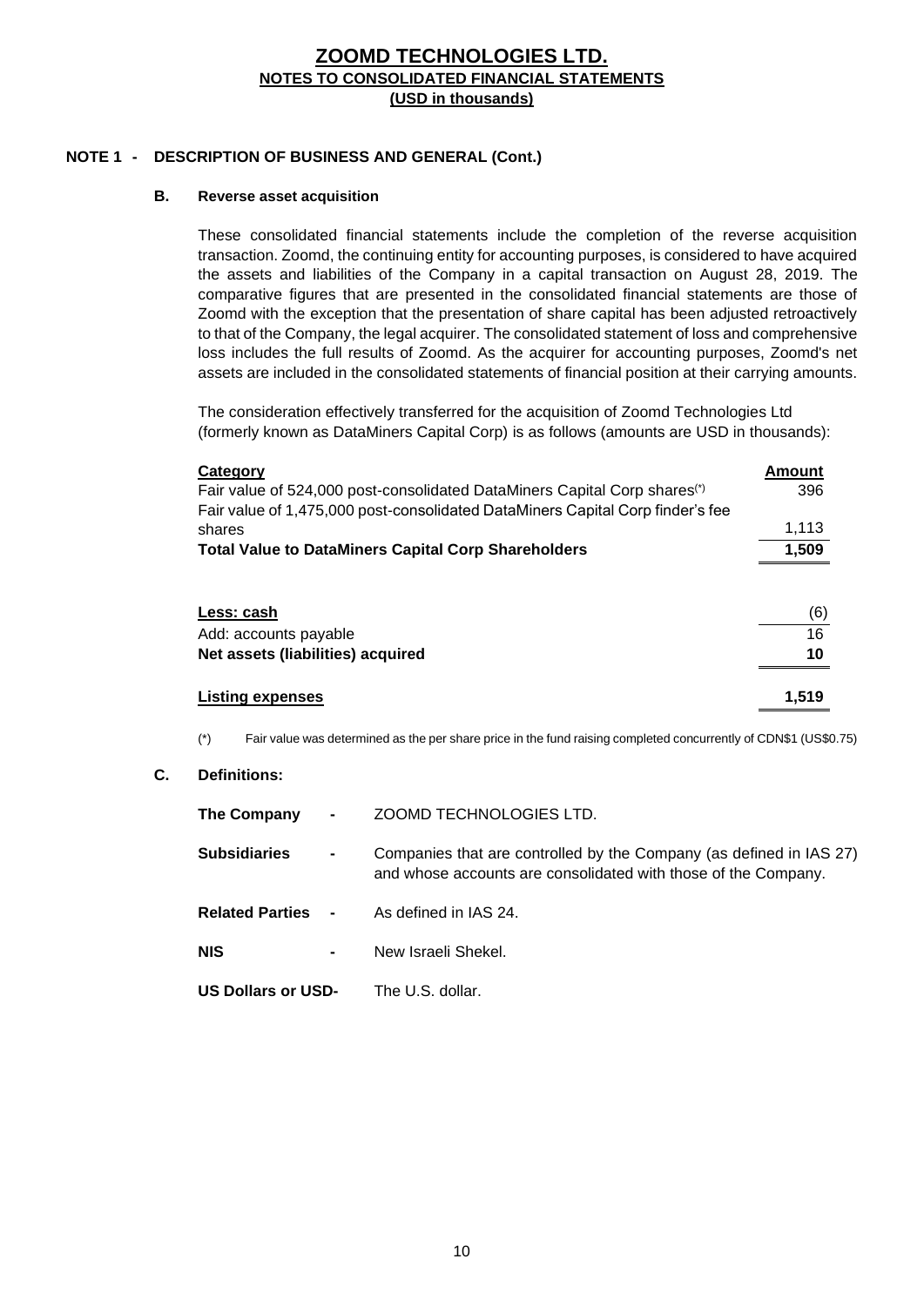# ZOOMD TECHNOLOGIES LTD.
## NOTES TO CONSOLIDATED FINANCIAL STATEMENTS
### (USD in thousands)

## NOTE 1 - DESCRIPTION OF BUSINESS AND GENERAL (Cont.)

### B. Reverse asset acquisition

These consolidated financial statements include the completion of the reverse acquisition transaction. Zoomd, the continuing entity for accounting purposes, is considered to have acquired the assets and liabilities of the Company in a capital transaction on August 28, 2019. The comparative figures that are presented in the consolidated financial statements are those of Zoomd with the exception that the presentation of share capital has been adjusted retroactively to that of the Company, the legal acquirer. The consolidated statement of loss and comprehensive loss includes the full results of Zoomd. As the acquirer for accounting purposes, Zoomd's net assets are included in the consolidated statements of financial position at their carrying amounts.

The consideration effectively transferred for the acquisition of Zoomd Technologies Ltd (formerly known as DataMiners Capital Corp) is as follows (amounts are USD in thousands):

| Category | Amount |
|---|---|
| Fair value of 524,000 post-consolidated DataMiners Capital Corp shares(*) | 396 |
| Fair value of 1,475,000 post-consolidated DataMiners Capital Corp finder's fee shares | 1,113 |
| **Total Value to DataMiners Capital Corp Shareholders** | **1,509** |
| | |
| Less: cash | (6) |
| Add: accounts payable | 16 |
| **Net assets (liabilities) acquired** | **10** |
| | |
| **Listing expenses** | **1,519** |

(*) Fair value was determined as the per share price in the fund raising completed concurrently of CDN$1 (US$0.75)

### C. Definitions:

**The Company** - ZOOMD TECHNOLOGIES LTD.

**Subsidiaries** - Companies that are controlled by the Company (as defined in IAS 27) and whose accounts are consolidated with those of the Company.

**Related Parties** - As defined in IAS 24.

**NIS** - New Israeli Shekel.

**US Dollars or USD-** The U.S. dollar.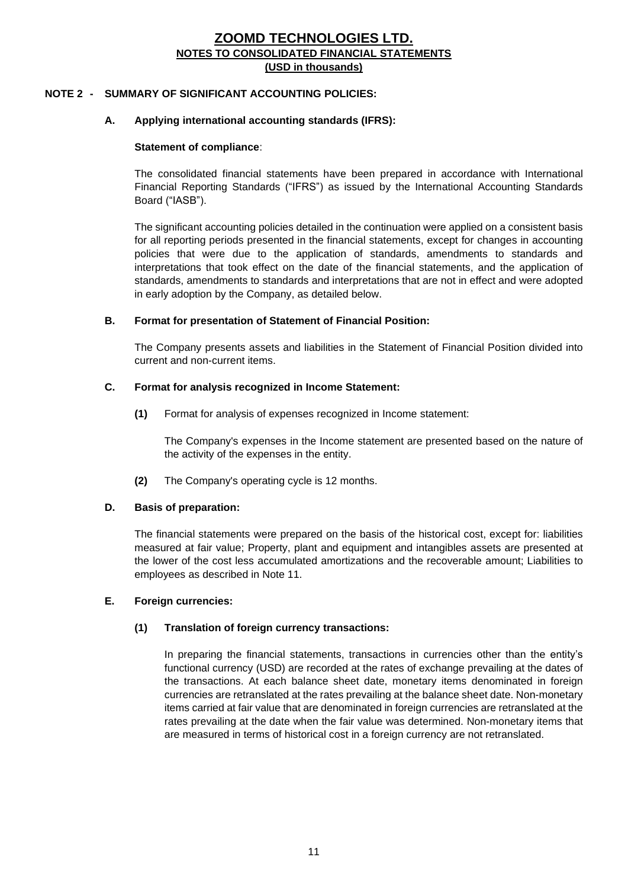# ZOOMD TECHNOLOGIES LTD.
## NOTES TO CONSOLIDATED FINANCIAL STATEMENTS
### (USD in thousands)

**NOTE 2 - SUMMARY OF SIGNIFICANT ACCOUNTING POLICIES:**

**A. Applying international accounting standards (IFRS):**

**Statement of compliance**:

The consolidated financial statements have been prepared in accordance with International Financial Reporting Standards ("IFRS") as issued by the International Accounting Standards Board ("IASB").

The significant accounting policies detailed in the continuation were applied on a consistent basis for all reporting periods presented in the financial statements, except for changes in accounting policies that were due to the application of standards, amendments to standards and interpretations that took effect on the date of the financial statements, and the application of standards, amendments to standards and interpretations that are not in effect and were adopted in early adoption by the Company, as detailed below.

**B. Format for presentation of Statement of Financial Position:**

The Company presents assets and liabilities in the Statement of Financial Position divided into current and non-current items.

**C. Format for analysis recognized in Income Statement:**

**(1)** Format for analysis of expenses recognized in Income statement:

The Company's expenses in the Income statement are presented based on the nature of the activity of the expenses in the entity.

**(2)** The Company's operating cycle is 12 months.

**D. Basis of preparation:**

The financial statements were prepared on the basis of the historical cost, except for: liabilities measured at fair value; Property, plant and equipment and intangibles assets are presented at the lower of the cost less accumulated amortizations and the recoverable amount; Liabilities to employees as described in Note 11.

**E. Foreign currencies:**

**(1) Translation of foreign currency transactions:**

In preparing the financial statements, transactions in currencies other than the entity's functional currency (USD) are recorded at the rates of exchange prevailing at the dates of the transactions. At each balance sheet date, monetary items denominated in foreign currencies are retranslated at the rates prevailing at the balance sheet date. Non-monetary items carried at fair value that are denominated in foreign currencies are retranslated at the rates prevailing at the date when the fair value was determined. Non-monetary items that are measured in terms of historical cost in a foreign currency are not retranslated.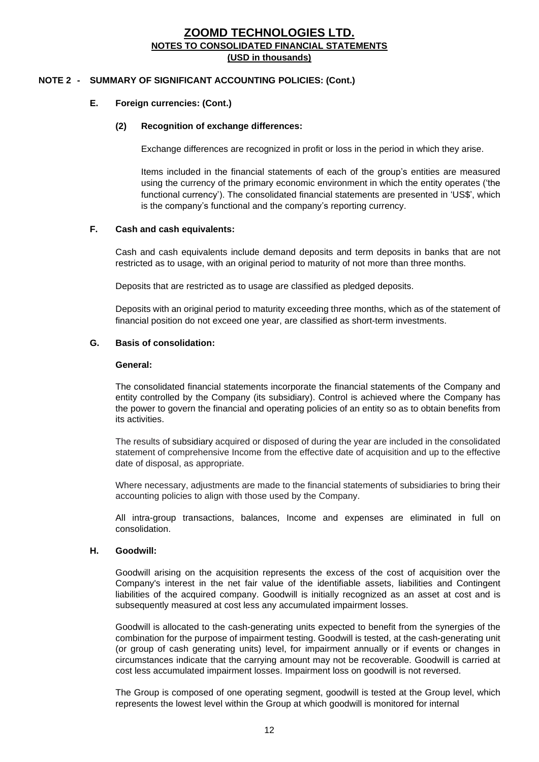## NOTE 2 - SUMMARY OF SIGNIFICANT ACCOUNTING POLICIES: (Cont.)

### E. Foreign currencies: (Cont.)

#### (2) Recognition of exchange differences:

Exchange differences are recognized in profit or loss in the period in which they arise.

Items included in the financial statements of each of the group's entities are measured using the currency of the primary economic environment in which the entity operates ('the functional currency'). The consolidated financial statements are presented in 'US$', which is the company's functional and the company's reporting currency.

### F. Cash and cash equivalents:

Cash and cash equivalents include demand deposits and term deposits in banks that are not restricted as to usage, with an original period to maturity of not more than three months.

Deposits that are restricted as to usage are classified as pledged deposits.

Deposits with an original period to maturity exceeding three months, which as of the statement of financial position do not exceed one year, are classified as short-term investments.

### G. Basis of consolidation:

**General:**

The consolidated financial statements incorporate the financial statements of the Company and entity controlled by the Company (its subsidiary). Control is achieved where the Company has the power to govern the financial and operating policies of an entity so as to obtain benefits from its activities.

The results of subsidiary acquired or disposed of during the year are included in the consolidated statement of comprehensive Income from the effective date of acquisition and up to the effective date of disposal, as appropriate.

Where necessary, adjustments are made to the financial statements of subsidiaries to bring their accounting policies to align with those used by the Company.

All intra-group transactions, balances, Income and expenses are eliminated in full on consolidation.

### H. Goodwill:

Goodwill arising on the acquisition represents the excess of the cost of acquisition over the Company's interest in the net fair value of the identifiable assets, liabilities and Contingent liabilities of the acquired company. Goodwill is initially recognized as an asset at cost and is subsequently measured at cost less any accumulated impairment losses.

Goodwill is allocated to the cash-generating units expected to benefit from the synergies of the combination for the purpose of impairment testing. Goodwill is tested, at the cash-generating unit (or group of cash generating units) level, for impairment annually or if events or changes in circumstances indicate that the carrying amount may not be recoverable. Goodwill is carried at cost less accumulated impairment losses. Impairment loss on goodwill is not reversed.

The Group is composed of one operating segment, goodwill is tested at the Group level, which represents the lowest level within the Group at which goodwill is monitored for internal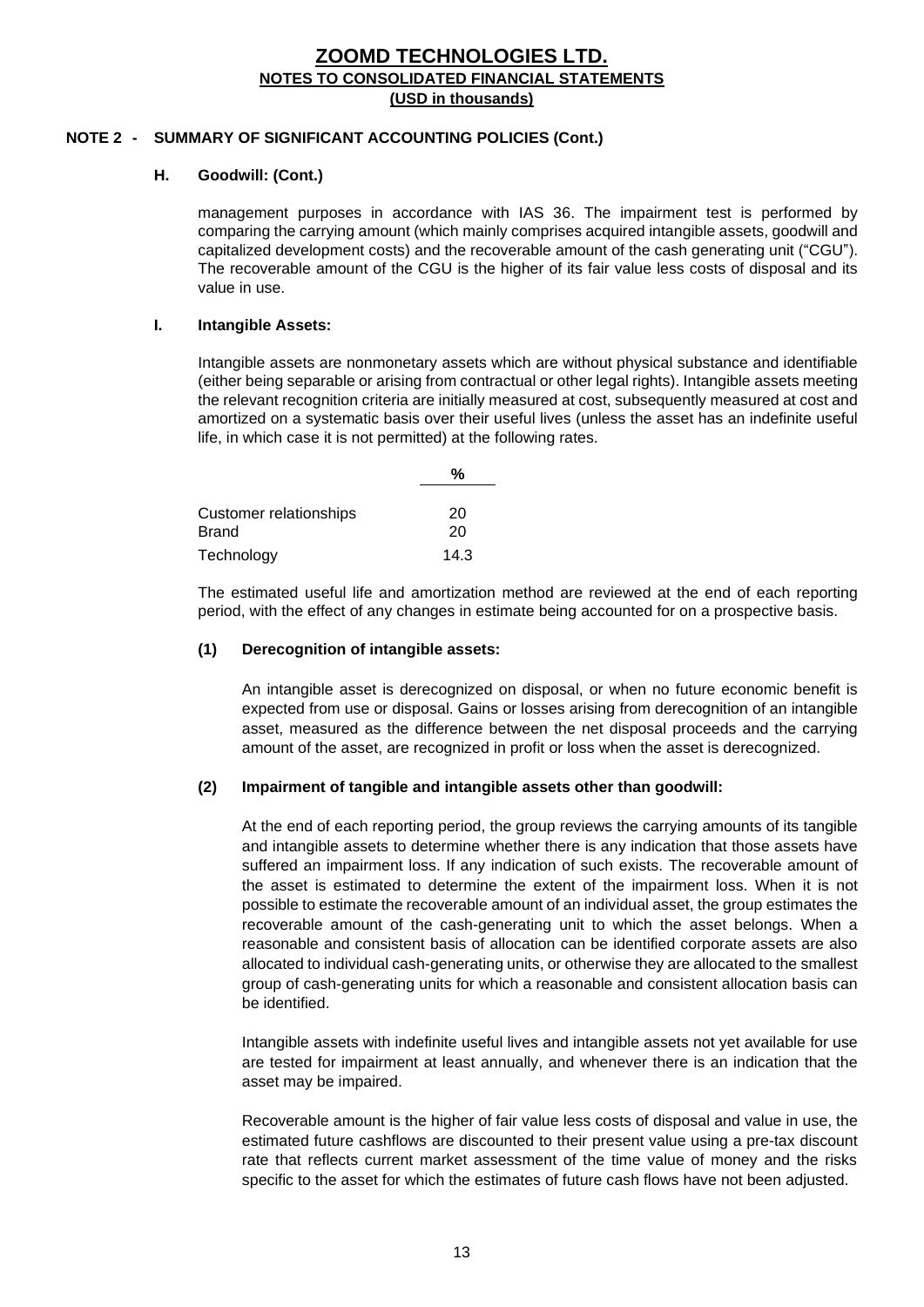**ZOOMD TECHNOLOGIES LTD.**
**NOTES TO CONSOLIDATED FINANCIAL STATEMENTS**
**(USD in thousands)**

**NOTE 2 - SUMMARY OF SIGNIFICANT ACCOUNTING POLICIES (Cont.)**

**H. Goodwill: (Cont.)**

management purposes in accordance with IAS 36. The impairment test is performed by comparing the carrying amount (which mainly comprises acquired intangible assets, goodwill and capitalized development costs) and the recoverable amount of the cash generating unit ("CGU"). The recoverable amount of the CGU is the higher of its fair value less costs of disposal and its value in use.

**I. Intangible Assets:**

Intangible assets are nonmonetary assets which are without physical substance and identifiable (either being separable or arising from contractual or other legal rights). Intangible assets meeting the relevant recognition criteria are initially measured at cost, subsequently measured at cost and amortized on a systematic basis over their useful lives (unless the asset has an indefinite useful life, in which case it is not permitted) at the following rates.

| | % |
|---|---|
| Customer relationships | 20 |
| Brand | 20 |
| Technology | 14.3 |

The estimated useful life and amortization method are reviewed at the end of each reporting period, with the effect of any changes in estimate being accounted for on a prospective basis.

**(1) Derecognition of intangible assets:**

An intangible asset is derecognized on disposal, or when no future economic benefit is expected from use or disposal. Gains or losses arising from derecognition of an intangible asset, measured as the difference between the net disposal proceeds and the carrying amount of the asset, are recognized in profit or loss when the asset is derecognized.

**(2) Impairment of tangible and intangible assets other than goodwill:**

At the end of each reporting period, the group reviews the carrying amounts of its tangible and intangible assets to determine whether there is any indication that those assets have suffered an impairment loss. If any indication of such exists. The recoverable amount of the asset is estimated to determine the extent of the impairment loss. When it is not possible to estimate the recoverable amount of an individual asset, the group estimates the recoverable amount of the cash-generating unit to which the asset belongs. When a reasonable and consistent basis of allocation can be identified corporate assets are also allocated to individual cash-generating units, or otherwise they are allocated to the smallest group of cash-generating units for which a reasonable and consistent allocation basis can be identified.

Intangible assets with indefinite useful lives and intangible assets not yet available for use are tested for impairment at least annually, and whenever there is an indication that the asset may be impaired.

Recoverable amount is the higher of fair value less costs of disposal and value in use, the estimated future cashflows are discounted to their present value using a pre-tax discount rate that reflects current market assessment of the time value of money and the risks specific to the asset for which the estimates of future cash flows have not been adjusted.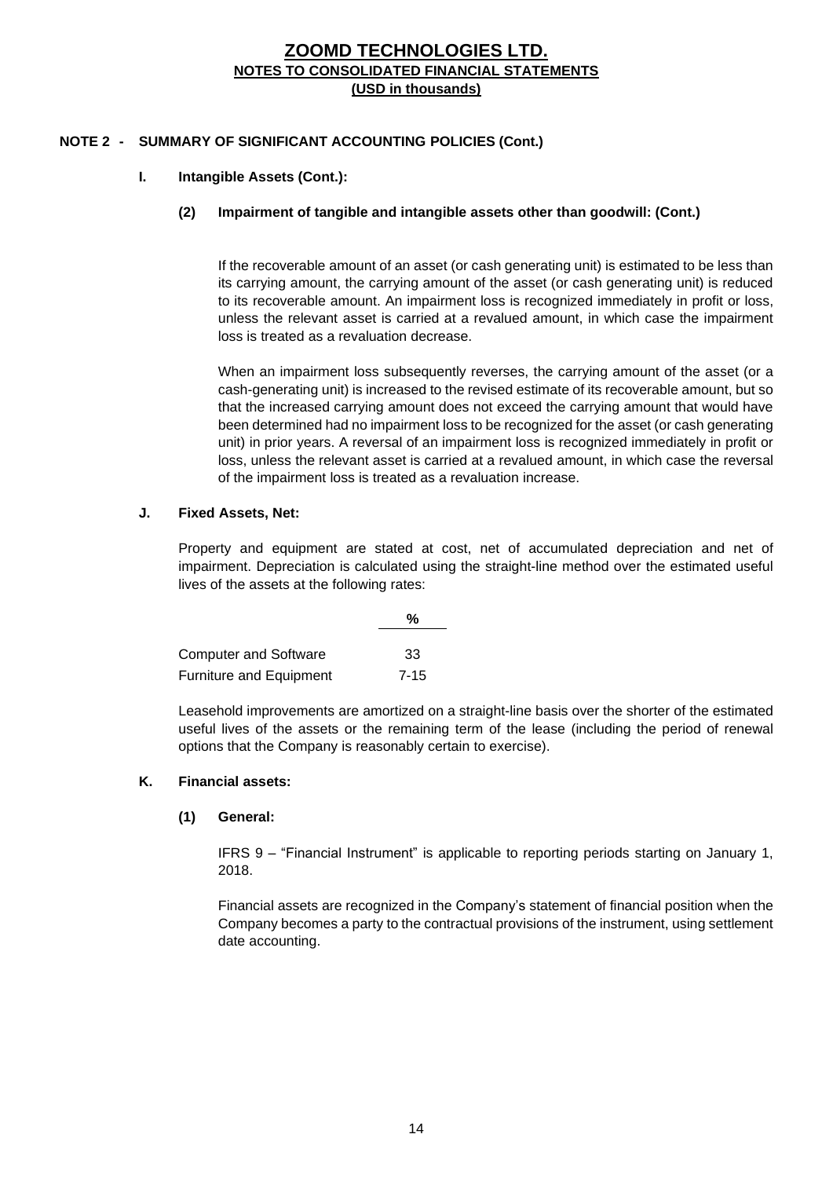# ZOOMD TECHNOLOGIES LTD.

## NOTES TO CONSOLIDATED FINANCIAL STATEMENTS

## (USD in thousands)

### NOTE 2 - SUMMARY OF SIGNIFICANT ACCOUNTING POLICIES (Cont.)

**I. Intangible Assets (Cont.):**

**(2) Impairment of tangible and intangible assets other than goodwill: (Cont.)**

If the recoverable amount of an asset (or cash generating unit) is estimated to be less than its carrying amount, the carrying amount of the asset (or cash generating unit) is reduced to its recoverable amount. An impairment loss is recognized immediately in profit or loss, unless the relevant asset is carried at a revalued amount, in which case the impairment loss is treated as a revaluation decrease.

When an impairment loss subsequently reverses, the carrying amount of the asset (or a cash-generating unit) is increased to the revised estimate of its recoverable amount, but so that the increased carrying amount does not exceed the carrying amount that would have been determined had no impairment loss to be recognized for the asset (or cash generating unit) in prior years. A reversal of an impairment loss is recognized immediately in profit or loss, unless the relevant asset is carried at a revalued amount, in which case the reversal of the impairment loss is treated as a revaluation increase.

**J. Fixed Assets, Net:**

Property and equipment are stated at cost, net of accumulated depreciation and net of impairment. Depreciation is calculated using the straight-line method over the estimated useful lives of the assets at the following rates:

| | % |
|---|---|
| Computer and Software | 33 |
| Furniture and Equipment | 7-15 |

Leasehold improvements are amortized on a straight-line basis over the shorter of the estimated useful lives of the assets or the remaining term of the lease (including the period of renewal options that the Company is reasonably certain to exercise).

**K. Financial assets:**

**(1) General:**

IFRS 9 – "Financial Instrument" is applicable to reporting periods starting on January 1, 2018.

Financial assets are recognized in the Company's statement of financial position when the Company becomes a party to the contractual provisions of the instrument, using settlement date accounting.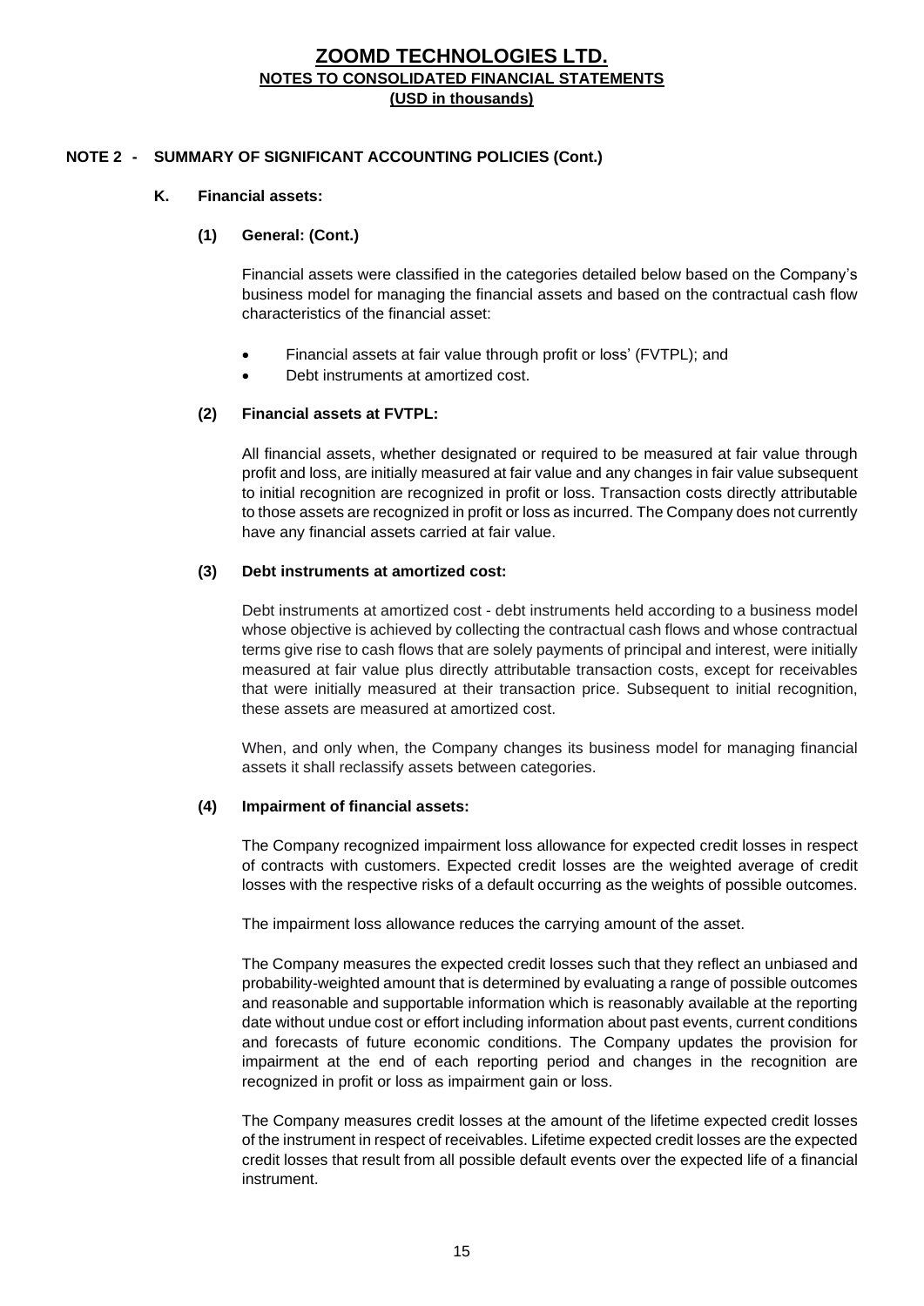## NOTE 2 - SUMMARY OF SIGNIFICANT ACCOUNTING POLICIES (Cont.)

### K. Financial assets:

#### (1) General: (Cont.)

Financial assets were classified in the categories detailed below based on the Company's business model for managing the financial assets and based on the contractual cash flow characteristics of the financial asset:

- Financial assets at fair value through profit or loss' (FVTPL); and
- Debt instruments at amortized cost.

#### (2) Financial assets at FVTPL:

All financial assets, whether designated or required to be measured at fair value through profit and loss, are initially measured at fair value and any changes in fair value subsequent to initial recognition are recognized in profit or loss. Transaction costs directly attributable to those assets are recognized in profit or loss as incurred. The Company does not currently have any financial assets carried at fair value.

#### (3) Debt instruments at amortized cost:

Debt instruments at amortized cost - debt instruments held according to a business model whose objective is achieved by collecting the contractual cash flows and whose contractual terms give rise to cash flows that are solely payments of principal and interest, were initially measured at fair value plus directly attributable transaction costs, except for receivables that were initially measured at their transaction price. Subsequent to initial recognition, these assets are measured at amortized cost.

When, and only when, the Company changes its business model for managing financial assets it shall reclassify assets between categories.

#### (4) Impairment of financial assets:

The Company recognized impairment loss allowance for expected credit losses in respect of contracts with customers. Expected credit losses are the weighted average of credit losses with the respective risks of a default occurring as the weights of possible outcomes.

The impairment loss allowance reduces the carrying amount of the asset.

The Company measures the expected credit losses such that they reflect an unbiased and probability-weighted amount that is determined by evaluating a range of possible outcomes and reasonable and supportable information which is reasonably available at the reporting date without undue cost or effort including information about past events, current conditions and forecasts of future economic conditions. The Company updates the provision for impairment at the end of each reporting period and changes in the recognition are recognized in profit or loss as impairment gain or loss.

The Company measures credit losses at the amount of the lifetime expected credit losses of the instrument in respect of receivables. Lifetime expected credit losses are the expected credit losses that result from all possible default events over the expected life of a financial instrument.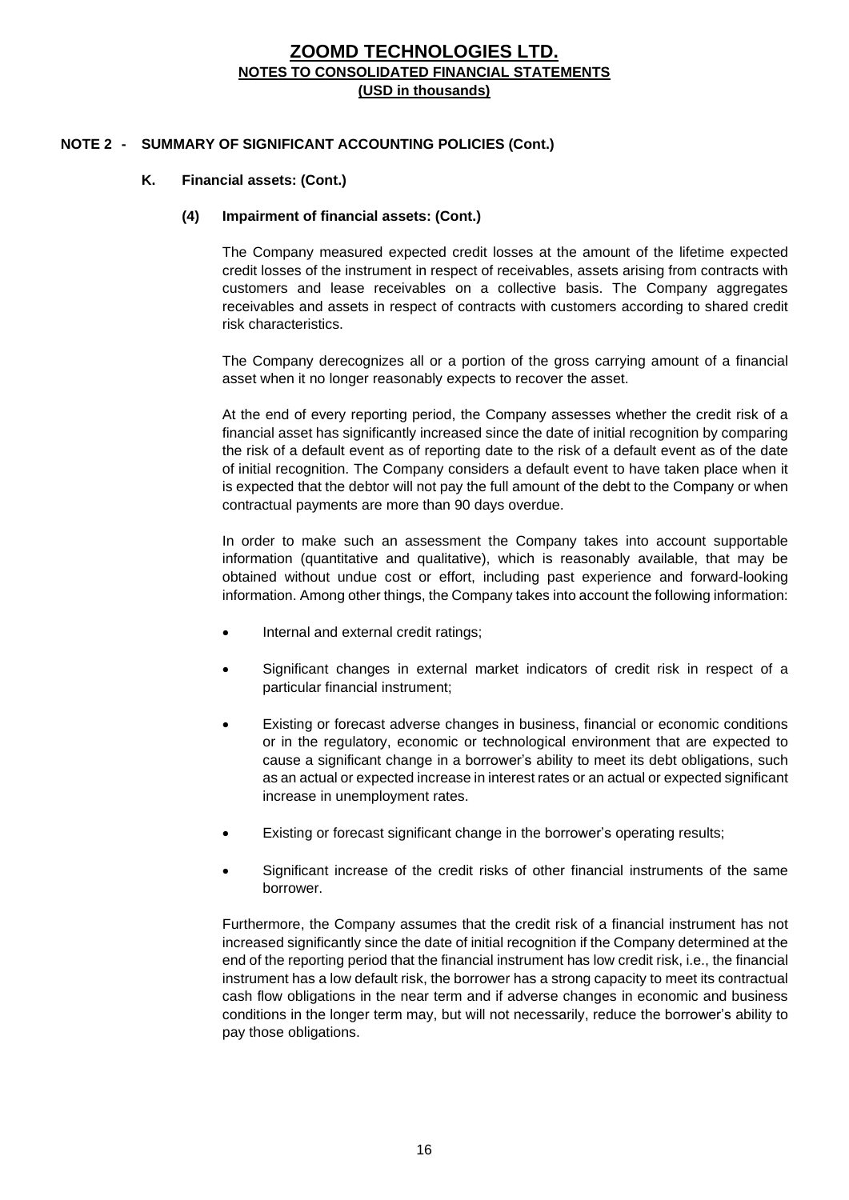## NOTE 2 - SUMMARY OF SIGNIFICANT ACCOUNTING POLICIES (Cont.)

### K. Financial assets: (Cont.)

#### (4) Impairment of financial assets: (Cont.)

The Company measured expected credit losses at the amount of the lifetime expected credit losses of the instrument in respect of receivables, assets arising from contracts with customers and lease receivables on a collective basis. The Company aggregates receivables and assets in respect of contracts with customers according to shared credit risk characteristics.

The Company derecognizes all or a portion of the gross carrying amount of a financial asset when it no longer reasonably expects to recover the asset.

At the end of every reporting period, the Company assesses whether the credit risk of a financial asset has significantly increased since the date of initial recognition by comparing the risk of a default event as of reporting date to the risk of a default event as of the date of initial recognition. The Company considers a default event to have taken place when it is expected that the debtor will not pay the full amount of the debt to the Company or when contractual payments are more than 90 days overdue.

In order to make such an assessment the Company takes into account supportable information (quantitative and qualitative), which is reasonably available, that may be obtained without undue cost or effort, including past experience and forward-looking information. Among other things, the Company takes into account the following information:

- Internal and external credit ratings;
- Significant changes in external market indicators of credit risk in respect of a particular financial instrument;
- Existing or forecast adverse changes in business, financial or economic conditions or in the regulatory, economic or technological environment that are expected to cause a significant change in a borrower's ability to meet its debt obligations, such as an actual or expected increase in interest rates or an actual or expected significant increase in unemployment rates.
- Existing or forecast significant change in the borrower's operating results;
- Significant increase of the credit risks of other financial instruments of the same borrower.

Furthermore, the Company assumes that the credit risk of a financial instrument has not increased significantly since the date of initial recognition if the Company determined at the end of the reporting period that the financial instrument has low credit risk, i.e., the financial instrument has a low default risk, the borrower has a strong capacity to meet its contractual cash flow obligations in the near term and if adverse changes in economic and business conditions in the longer term may, but will not necessarily, reduce the borrower's ability to pay those obligations.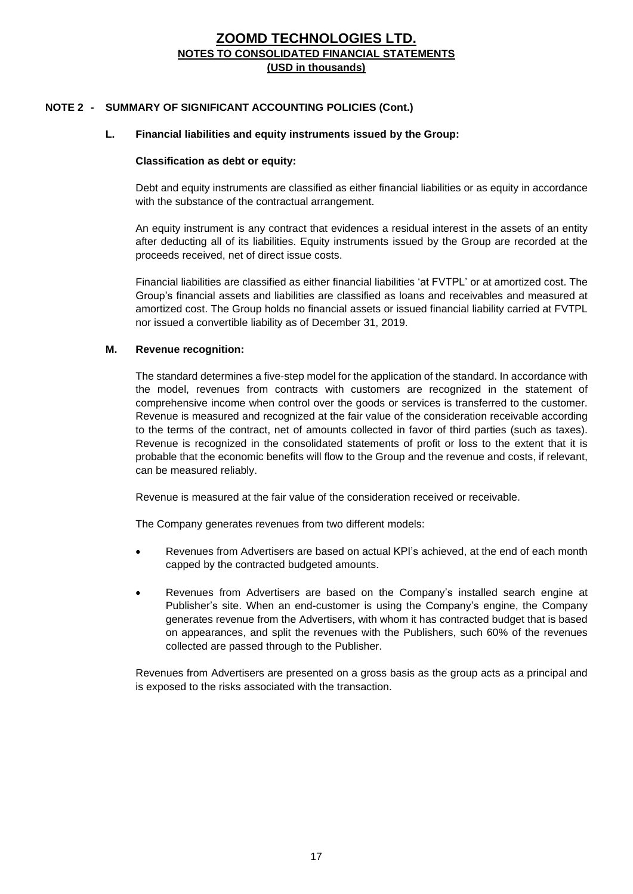## NOTE 2 - SUMMARY OF SIGNIFICANT ACCOUNTING POLICIES (Cont.)

### L. Financial liabilities and equity instruments issued by the Group:

**Classification as debt or equity:**

Debt and equity instruments are classified as either financial liabilities or as equity in accordance with the substance of the contractual arrangement.

An equity instrument is any contract that evidences a residual interest in the assets of an entity after deducting all of its liabilities. Equity instruments issued by the Group are recorded at the proceeds received, net of direct issue costs.

Financial liabilities are classified as either financial liabilities 'at FVTPL' or at amortized cost. The Group's financial assets and liabilities are classified as loans and receivables and measured at amortized cost. The Group holds no financial assets or issued financial liability carried at FVTPL nor issued a convertible liability as of December 31, 2019.

### M. Revenue recognition:

The standard determines a five-step model for the application of the standard. In accordance with the model, revenues from contracts with customers are recognized in the statement of comprehensive income when control over the goods or services is transferred to the customer. Revenue is measured and recognized at the fair value of the consideration receivable according to the terms of the contract, net of amounts collected in favor of third parties (such as taxes). Revenue is recognized in the consolidated statements of profit or loss to the extent that it is probable that the economic benefits will flow to the Group and the revenue and costs, if relevant, can be measured reliably.

Revenue is measured at the fair value of the consideration received or receivable.

The Company generates revenues from two different models:

- Revenues from Advertisers are based on actual KPI's achieved, at the end of each month capped by the contracted budgeted amounts.
- Revenues from Advertisers are based on the Company's installed search engine at Publisher's site. When an end-customer is using the Company's engine, the Company generates revenue from the Advertisers, with whom it has contracted budget that is based on appearances, and split the revenues with the Publishers, such 60% of the revenues collected are passed through to the Publisher.

Revenues from Advertisers are presented on a gross basis as the group acts as a principal and is exposed to the risks associated with the transaction.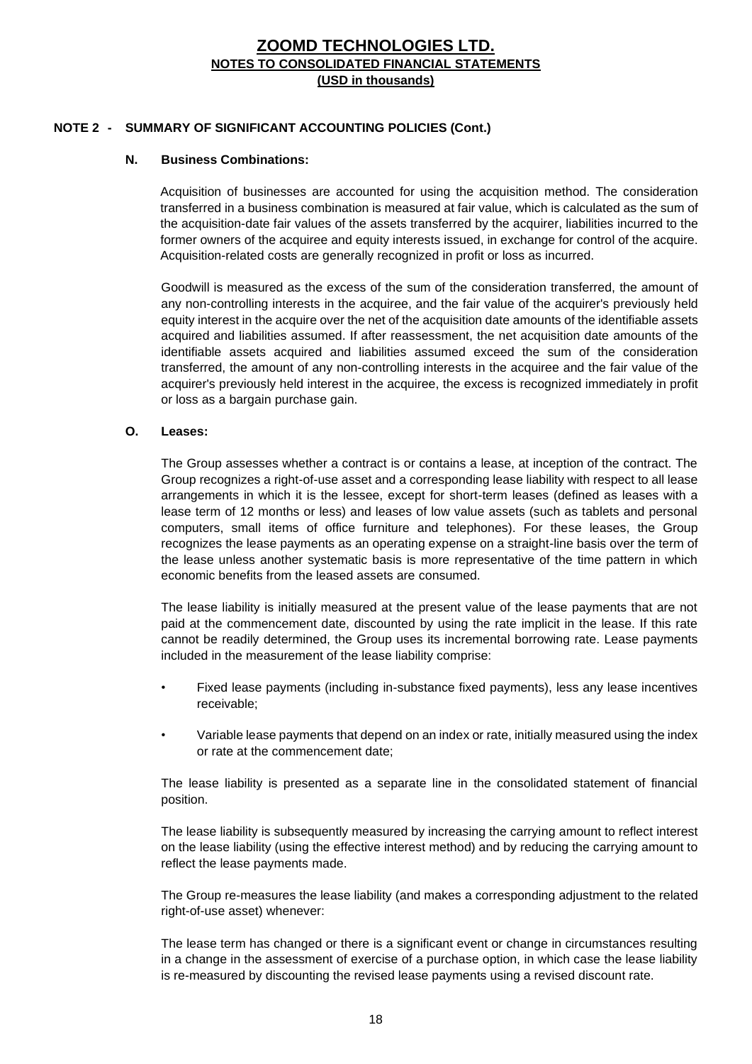## NOTE 2 - SUMMARY OF SIGNIFICANT ACCOUNTING POLICIES (Cont.)

### N. Business Combinations:

Acquisition of businesses are accounted for using the acquisition method. The consideration transferred in a business combination is measured at fair value, which is calculated as the sum of the acquisition-date fair values of the assets transferred by the acquirer, liabilities incurred to the former owners of the acquiree and equity interests issued, in exchange for control of the acquire. Acquisition-related costs are generally recognized in profit or loss as incurred.

Goodwill is measured as the excess of the sum of the consideration transferred, the amount of any non-controlling interests in the acquiree, and the fair value of the acquirer's previously held equity interest in the acquire over the net of the acquisition date amounts of the identifiable assets acquired and liabilities assumed. If after reassessment, the net acquisition date amounts of the identifiable assets acquired and liabilities assumed exceed the sum of the consideration transferred, the amount of any non-controlling interests in the acquiree and the fair value of the acquirer's previously held interest in the acquiree, the excess is recognized immediately in profit or loss as a bargain purchase gain.

### O. Leases:

The Group assesses whether a contract is or contains a lease, at inception of the contract. The Group recognizes a right-of-use asset and a corresponding lease liability with respect to all lease arrangements in which it is the lessee, except for short-term leases (defined as leases with a lease term of 12 months or less) and leases of low value assets (such as tablets and personal computers, small items of office furniture and telephones). For these leases, the Group recognizes the lease payments as an operating expense on a straight-line basis over the term of the lease unless another systematic basis is more representative of the time pattern in which economic benefits from the leased assets are consumed.

The lease liability is initially measured at the present value of the lease payments that are not paid at the commencement date, discounted by using the rate implicit in the lease. If this rate cannot be readily determined, the Group uses its incremental borrowing rate. Lease payments included in the measurement of the lease liability comprise:

- Fixed lease payments (including in-substance fixed payments), less any lease incentives receivable;
- Variable lease payments that depend on an index or rate, initially measured using the index or rate at the commencement date;

The lease liability is presented as a separate line in the consolidated statement of financial position.

The lease liability is subsequently measured by increasing the carrying amount to reflect interest on the lease liability (using the effective interest method) and by reducing the carrying amount to reflect the lease payments made.

The Group re-measures the lease liability (and makes a corresponding adjustment to the related right-of-use asset) whenever:

The lease term has changed or there is a significant event or change in circumstances resulting in a change in the assessment of exercise of a purchase option, in which case the lease liability is re-measured by discounting the revised lease payments using a revised discount rate.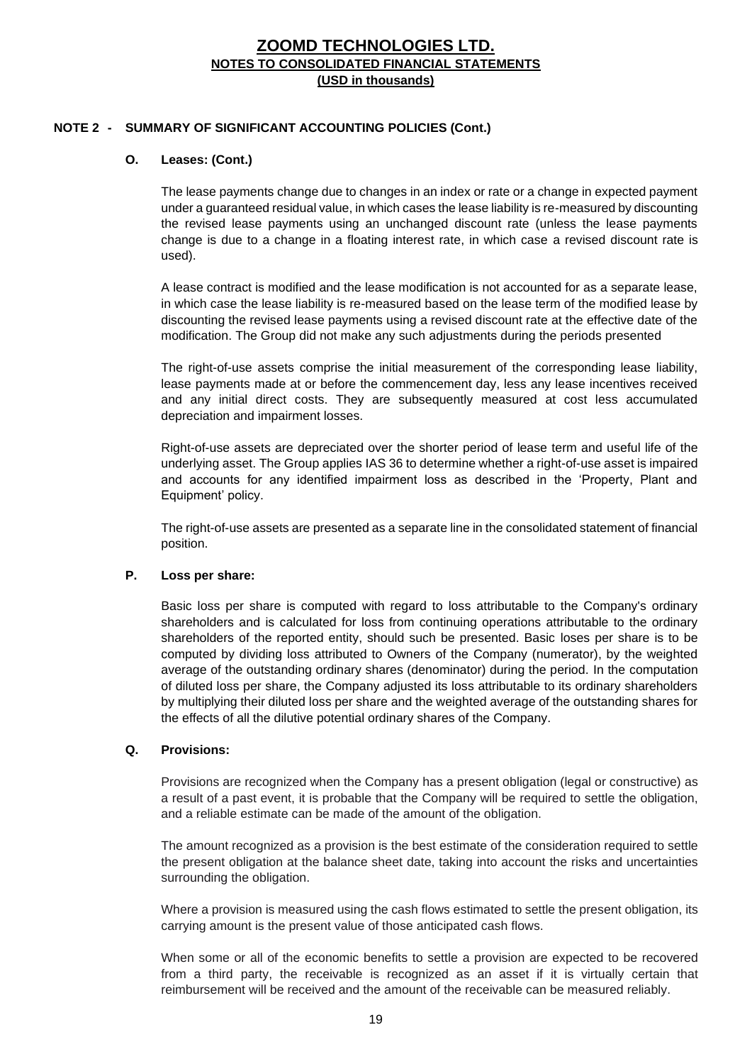## NOTE 2 - SUMMARY OF SIGNIFICANT ACCOUNTING POLICIES (Cont.)

### O. Leases: (Cont.)

The lease payments change due to changes in an index or rate or a change in expected payment under a guaranteed residual value, in which cases the lease liability is re-measured by discounting the revised lease payments using an unchanged discount rate (unless the lease payments change is due to a change in a floating interest rate, in which case a revised discount rate is used).

A lease contract is modified and the lease modification is not accounted for as a separate lease, in which case the lease liability is re-measured based on the lease term of the modified lease by discounting the revised lease payments using a revised discount rate at the effective date of the modification. The Group did not make any such adjustments during the periods presented

The right-of-use assets comprise the initial measurement of the corresponding lease liability, lease payments made at or before the commencement day, less any lease incentives received and any initial direct costs. They are subsequently measured at cost less accumulated depreciation and impairment losses.

Right-of-use assets are depreciated over the shorter period of lease term and useful life of the underlying asset. The Group applies IAS 36 to determine whether a right-of-use asset is impaired and accounts for any identified impairment loss as described in the 'Property, Plant and Equipment' policy.

The right-of-use assets are presented as a separate line in the consolidated statement of financial position.

### P. Loss per share:

Basic loss per share is computed with regard to loss attributable to the Company's ordinary shareholders and is calculated for loss from continuing operations attributable to the ordinary shareholders of the reported entity, should such be presented. Basic loses per share is to be computed by dividing loss attributed to Owners of the Company (numerator), by the weighted average of the outstanding ordinary shares (denominator) during the period. In the computation of diluted loss per share, the Company adjusted its loss attributable to its ordinary shareholders by multiplying their diluted loss per share and the weighted average of the outstanding shares for the effects of all the dilutive potential ordinary shares of the Company.

### Q. Provisions:

Provisions are recognized when the Company has a present obligation (legal or constructive) as a result of a past event, it is probable that the Company will be required to settle the obligation, and a reliable estimate can be made of the amount of the obligation.

The amount recognized as a provision is the best estimate of the consideration required to settle the present obligation at the balance sheet date, taking into account the risks and uncertainties surrounding the obligation.

Where a provision is measured using the cash flows estimated to settle the present obligation, its carrying amount is the present value of those anticipated cash flows.

When some or all of the economic benefits to settle a provision are expected to be recovered from a third party, the receivable is recognized as an asset if it is virtually certain that reimbursement will be received and the amount of the receivable can be measured reliably.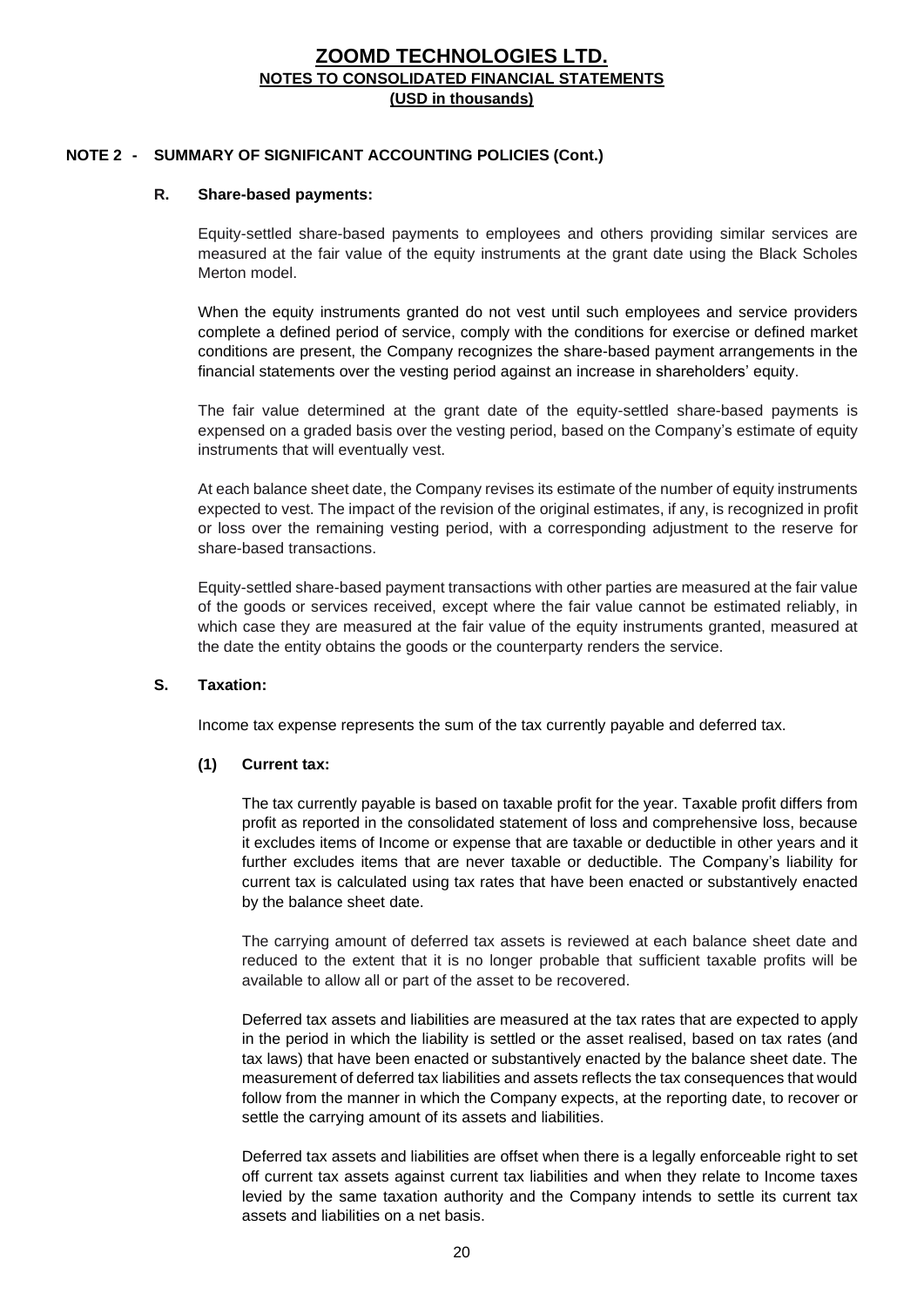## NOTE 2 - SUMMARY OF SIGNIFICANT ACCOUNTING POLICIES (Cont.)

### R. Share-based payments:

Equity-settled share-based payments to employees and others providing similar services are measured at the fair value of the equity instruments at the grant date using the Black Scholes Merton model.

When the equity instruments granted do not vest until such employees and service providers complete a defined period of service, comply with the conditions for exercise or defined market conditions are present, the Company recognizes the share-based payment arrangements in the financial statements over the vesting period against an increase in shareholders' equity.

The fair value determined at the grant date of the equity-settled share-based payments is expensed on a graded basis over the vesting period, based on the Company's estimate of equity instruments that will eventually vest.

At each balance sheet date, the Company revises its estimate of the number of equity instruments expected to vest. The impact of the revision of the original estimates, if any, is recognized in profit or loss over the remaining vesting period, with a corresponding adjustment to the reserve for share-based transactions.

Equity-settled share-based payment transactions with other parties are measured at the fair value of the goods or services received, except where the fair value cannot be estimated reliably, in which case they are measured at the fair value of the equity instruments granted, measured at the date the entity obtains the goods or the counterparty renders the service.

### S. Taxation:

Income tax expense represents the sum of the tax currently payable and deferred tax.

#### (1) Current tax:

The tax currently payable is based on taxable profit for the year. Taxable profit differs from profit as reported in the consolidated statement of loss and comprehensive loss, because it excludes items of Income or expense that are taxable or deductible in other years and it further excludes items that are never taxable or deductible. The Company's liability for current tax is calculated using tax rates that have been enacted or substantively enacted by the balance sheet date.

The carrying amount of deferred tax assets is reviewed at each balance sheet date and reduced to the extent that it is no longer probable that sufficient taxable profits will be available to allow all or part of the asset to be recovered.

Deferred tax assets and liabilities are measured at the tax rates that are expected to apply in the period in which the liability is settled or the asset realised, based on tax rates (and tax laws) that have been enacted or substantively enacted by the balance sheet date. The measurement of deferred tax liabilities and assets reflects the tax consequences that would follow from the manner in which the Company expects, at the reporting date, to recover or settle the carrying amount of its assets and liabilities.

Deferred tax assets and liabilities are offset when there is a legally enforceable right to set off current tax assets against current tax liabilities and when they relate to Income taxes levied by the same taxation authority and the Company intends to settle its current tax assets and liabilities on a net basis.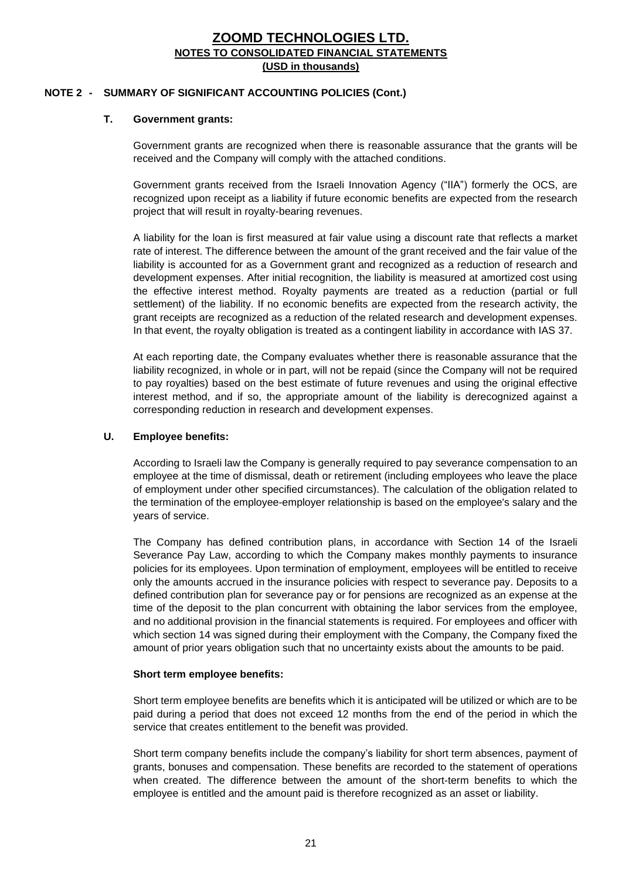## NOTE 2 - SUMMARY OF SIGNIFICANT ACCOUNTING POLICIES (Cont.)

### T. Government grants:

Government grants are recognized when there is reasonable assurance that the grants will be received and the Company will comply with the attached conditions.

Government grants received from the Israeli Innovation Agency ("IIA") formerly the OCS, are recognized upon receipt as a liability if future economic benefits are expected from the research project that will result in royalty-bearing revenues.

A liability for the loan is first measured at fair value using a discount rate that reflects a market rate of interest. The difference between the amount of the grant received and the fair value of the liability is accounted for as a Government grant and recognized as a reduction of research and development expenses. After initial recognition, the liability is measured at amortized cost using the effective interest method. Royalty payments are treated as a reduction (partial or full settlement) of the liability. If no economic benefits are expected from the research activity, the grant receipts are recognized as a reduction of the related research and development expenses. In that event, the royalty obligation is treated as a contingent liability in accordance with IAS 37.

At each reporting date, the Company evaluates whether there is reasonable assurance that the liability recognized, in whole or in part, will not be repaid (since the Company will not be required to pay royalties) based on the best estimate of future revenues and using the original effective interest method, and if so, the appropriate amount of the liability is derecognized against a corresponding reduction in research and development expenses.

### U. Employee benefits:

According to Israeli law the Company is generally required to pay severance compensation to an employee at the time of dismissal, death or retirement (including employees who leave the place of employment under other specified circumstances). The calculation of the obligation related to the termination of the employee-employer relationship is based on the employee's salary and the years of service.

The Company has defined contribution plans, in accordance with Section 14 of the Israeli Severance Pay Law, according to which the Company makes monthly payments to insurance policies for its employees. Upon termination of employment, employees will be entitled to receive only the amounts accrued in the insurance policies with respect to severance pay. Deposits to a defined contribution plan for severance pay or for pensions are recognized as an expense at the time of the deposit to the plan concurrent with obtaining the labor services from the employee, and no additional provision in the financial statements is required. For employees and officer with which section 14 was signed during their employment with the Company, the Company fixed the amount of prior years obligation such that no uncertainty exists about the amounts to be paid.

**Short term employee benefits:**

Short term employee benefits are benefits which it is anticipated will be utilized or which are to be paid during a period that does not exceed 12 months from the end of the period in which the service that creates entitlement to the benefit was provided.

Short term company benefits include the company's liability for short term absences, payment of grants, bonuses and compensation. These benefits are recorded to the statement of operations when created. The difference between the amount of the short-term benefits to which the employee is entitled and the amount paid is therefore recognized as an asset or liability.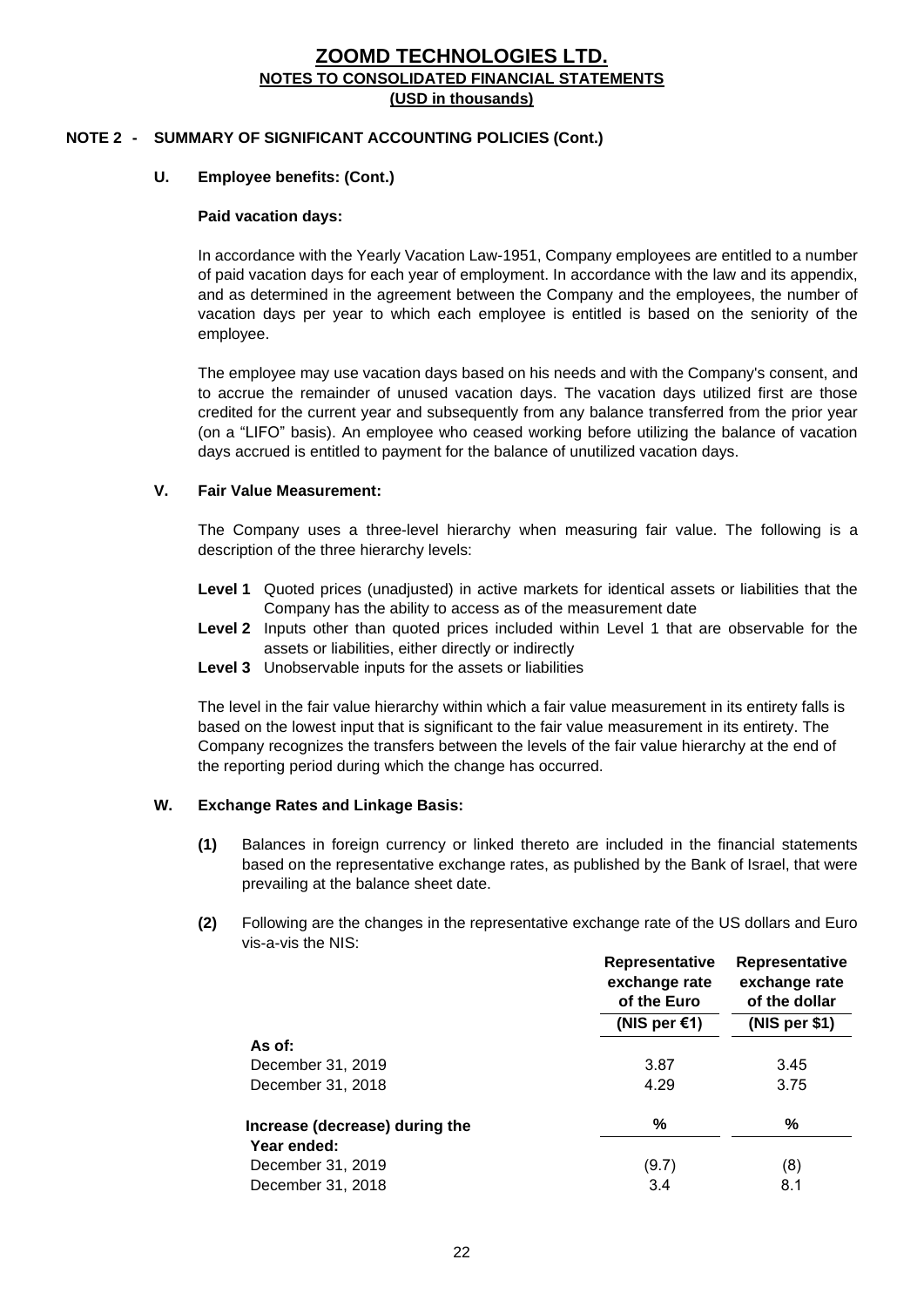# ZOOMD TECHNOLOGIES LTD.
## NOTES TO CONSOLIDATED FINANCIAL STATEMENTS
### (USD in thousands)

**NOTE 2 - SUMMARY OF SIGNIFICANT ACCOUNTING POLICIES (Cont.)**

**U. Employee benefits: (Cont.)**

**Paid vacation days:**

In accordance with the Yearly Vacation Law-1951, Company employees are entitled to a number of paid vacation days for each year of employment. In accordance with the law and its appendix, and as determined in the agreement between the Company and the employees, the number of vacation days per year to which each employee is entitled is based on the seniority of the employee.

The employee may use vacation days based on his needs and with the Company's consent, and to accrue the remainder of unused vacation days. The vacation days utilized first are those credited for the current year and subsequently from any balance transferred from the prior year (on a "LIFO" basis). An employee who ceased working before utilizing the balance of vacation days accrued is entitled to payment for the balance of unutilized vacation days.

**V. Fair Value Measurement:**

The Company uses a three-level hierarchy when measuring fair value. The following is a description of the three hierarchy levels:

**Level 1** Quoted prices (unadjusted) in active markets for identical assets or liabilities that the Company has the ability to access as of the measurement date

**Level 2** Inputs other than quoted prices included within Level 1 that are observable for the assets or liabilities, either directly or indirectly

**Level 3** Unobservable inputs for the assets or liabilities

The level in the fair value hierarchy within which a fair value measurement in its entirety falls is based on the lowest input that is significant to the fair value measurement in its entirety. The Company recognizes the transfers between the levels of the fair value hierarchy at the end of the reporting period during which the change has occurred.

**W. Exchange Rates and Linkage Basis:**

**(1)** Balances in foreign currency or linked thereto are included in the financial statements based on the representative exchange rates, as published by the Bank of Israel, that were prevailing at the balance sheet date.

**(2)** Following are the changes in the representative exchange rate of the US dollars and Euro vis-a-vis the NIS:

| | Representative exchange rate of the Euro | Representative exchange rate of the dollar |
|---|---|---|
| | (NIS per €1) | (NIS per $1) |
| **As of:** | | |
| December 31, 2019 | 3.87 | 3.45 |
| December 31, 2018 | 4.29 | 3.75 |
| **Increase (decrease) during the Year ended:** | % | % |
| December 31, 2019 | (9.7) | (8) |
| December 31, 2018 | 3.4 | 8.1 |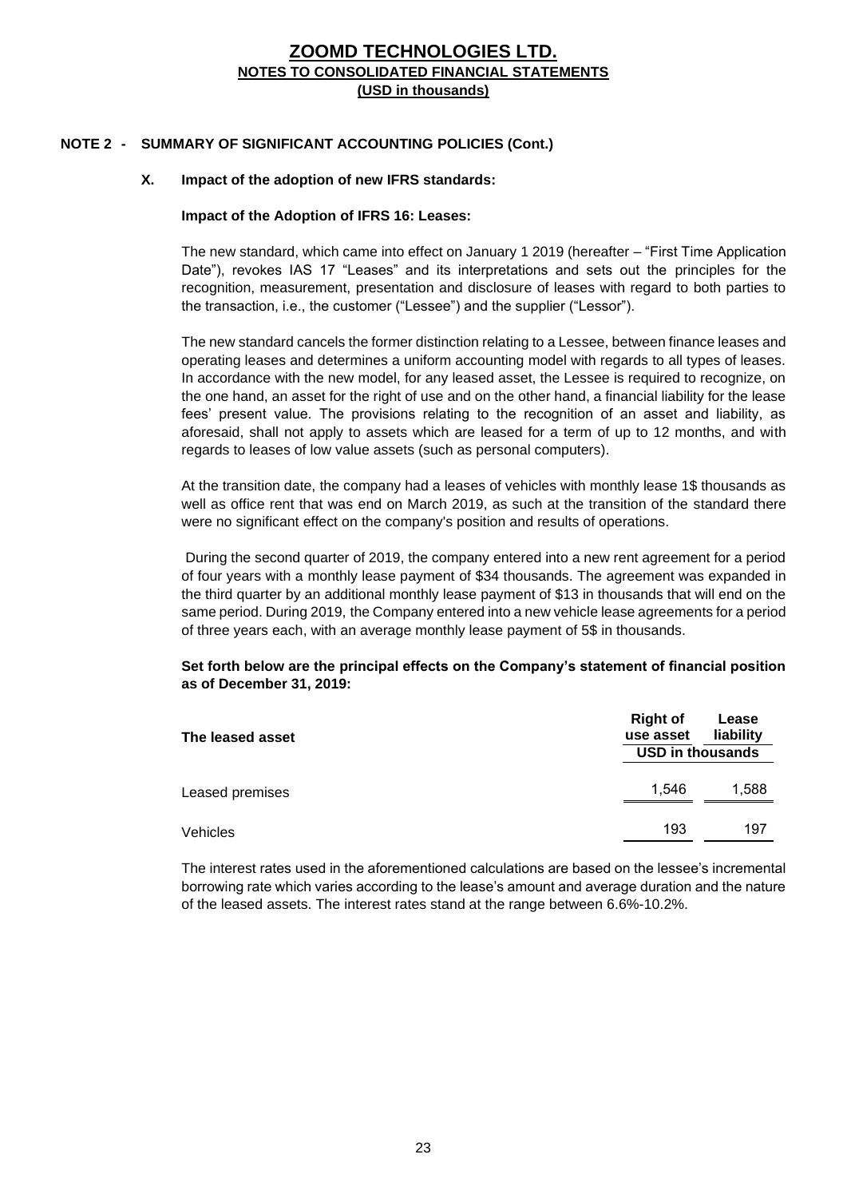# ZOOMD TECHNOLOGIES LTD.
## NOTES TO CONSOLIDATED FINANCIAL STATEMENTS
### (USD in thousands)

## NOTE 2 - SUMMARY OF SIGNIFICANT ACCOUNTING POLICIES (Cont.)

### X. Impact of the adoption of new IFRS standards:

**Impact of the Adoption of IFRS 16: Leases:**

The new standard, which came into effect on January 1 2019 (hereafter – "First Time Application Date"), revokes IAS 17 "Leases" and its interpretations and sets out the principles for the recognition, measurement, presentation and disclosure of leases with regard to both parties to the transaction, i.e., the customer ("Lessee") and the supplier ("Lessor").

The new standard cancels the former distinction relating to a Lessee, between finance leases and operating leases and determines a uniform accounting model with regards to all types of leases. In accordance with the new model, for any leased asset, the Lessee is required to recognize, on the one hand, an asset for the right of use and on the other hand, a financial liability for the lease fees' present value. The provisions relating to the recognition of an asset and liability, as aforesaid, shall not apply to assets which are leased for a term of up to 12 months, and with regards to leases of low value assets (such as personal computers).

At the transition date, the company had a leases of vehicles with monthly lease 1$ thousands as well as office rent that was end on March 2019, as such at the transition of the standard there were no significant effect on the company's position and results of operations.

During the second quarter of 2019, the company entered into a new rent agreement for a period of four years with a monthly lease payment of $34 thousands. The agreement was expanded in the third quarter by an additional monthly lease payment of $13 in thousands that will end on the same period. During 2019, the Company entered into a new vehicle lease agreements for a period of three years each, with an average monthly lease payment of 5$ in thousands.

**Set forth below are the principal effects on the Company's statement of financial position as of December 31, 2019:**

| The leased asset | Right of use asset | Lease liability |
|---|---|---|
| | USD in thousands | |
| Leased premises | 1,546 | 1,588 |
| Vehicles | 193 | 197 |

The interest rates used in the aforementioned calculations are based on the lessee's incremental borrowing rate which varies according to the lease's amount and average duration and the nature of the leased assets. The interest rates stand at the range between 6.6%-10.2%.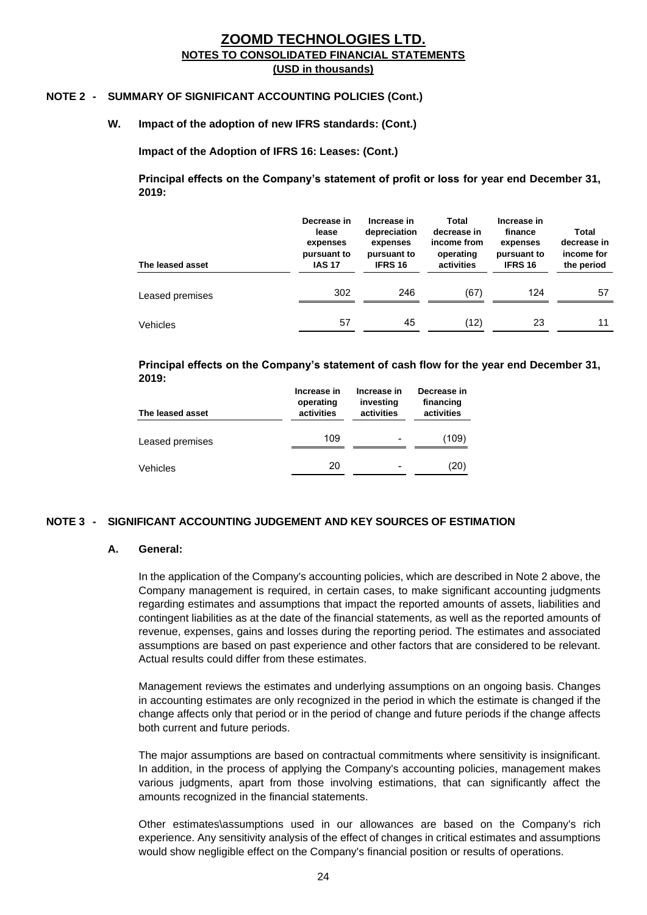# ZOOMD TECHNOLOGIES LTD.
## NOTES TO CONSOLIDATED FINANCIAL STATEMENTS
### (USD in thousands)

**NOTE 2 - SUMMARY OF SIGNIFICANT ACCOUNTING POLICIES (Cont.)**

**W. Impact of the adoption of new IFRS standards: (Cont.)**

**Impact of the Adoption of IFRS 16: Leases: (Cont.)**

**Principal effects on the Company's statement of profit or loss for year end December 31, 2019:**

| The leased asset | Decrease in lease expenses pursuant to IAS 17 | Increase in depreciation expenses pursuant to IFRS 16 | Total decrease in income from operating activities | Increase in finance expenses pursuant to IFRS 16 | Total decrease in income for the period |
|---|---|---|---|---|---|
| Leased premises | 302 | 246 | (67) | 124 | 57 |
| Vehicles | 57 | 45 | (12) | 23 | 11 |

**Principal effects on the Company's statement of cash flow for the year end December 31, 2019:**

| The leased asset | Increase in operating activities | Increase in investing activities | Decrease in financing activities |
|---|---|---|---|
| Leased premises | 109 | - | (109) |
| Vehicles | 20 | - | (20) |

**NOTE 3 - SIGNIFICANT ACCOUNTING JUDGEMENT AND KEY SOURCES OF ESTIMATION**

**A. General:**

In the application of the Company's accounting policies, which are described in Note 2 above, the Company management is required, in certain cases, to make significant accounting judgments regarding estimates and assumptions that impact the reported amounts of assets, liabilities and contingent liabilities as at the date of the financial statements, as well as the reported amounts of revenue, expenses, gains and losses during the reporting period. The estimates and associated assumptions are based on past experience and other factors that are considered to be relevant. Actual results could differ from these estimates.

Management reviews the estimates and underlying assumptions on an ongoing basis. Changes in accounting estimates are only recognized in the period in which the estimate is changed if the change affects only that period or in the period of change and future periods if the change affects both current and future periods.

The major assumptions are based on contractual commitments where sensitivity is insignificant. In addition, in the process of applying the Company's accounting policies, management makes various judgments, apart from those involving estimations, that can significantly affect the amounts recognized in the financial statements.

Other estimates\assumptions used in our allowances are based on the Company's rich experience. Any sensitivity analysis of the effect of changes in critical estimates and assumptions would show negligible effect on the Company's financial position or results of operations.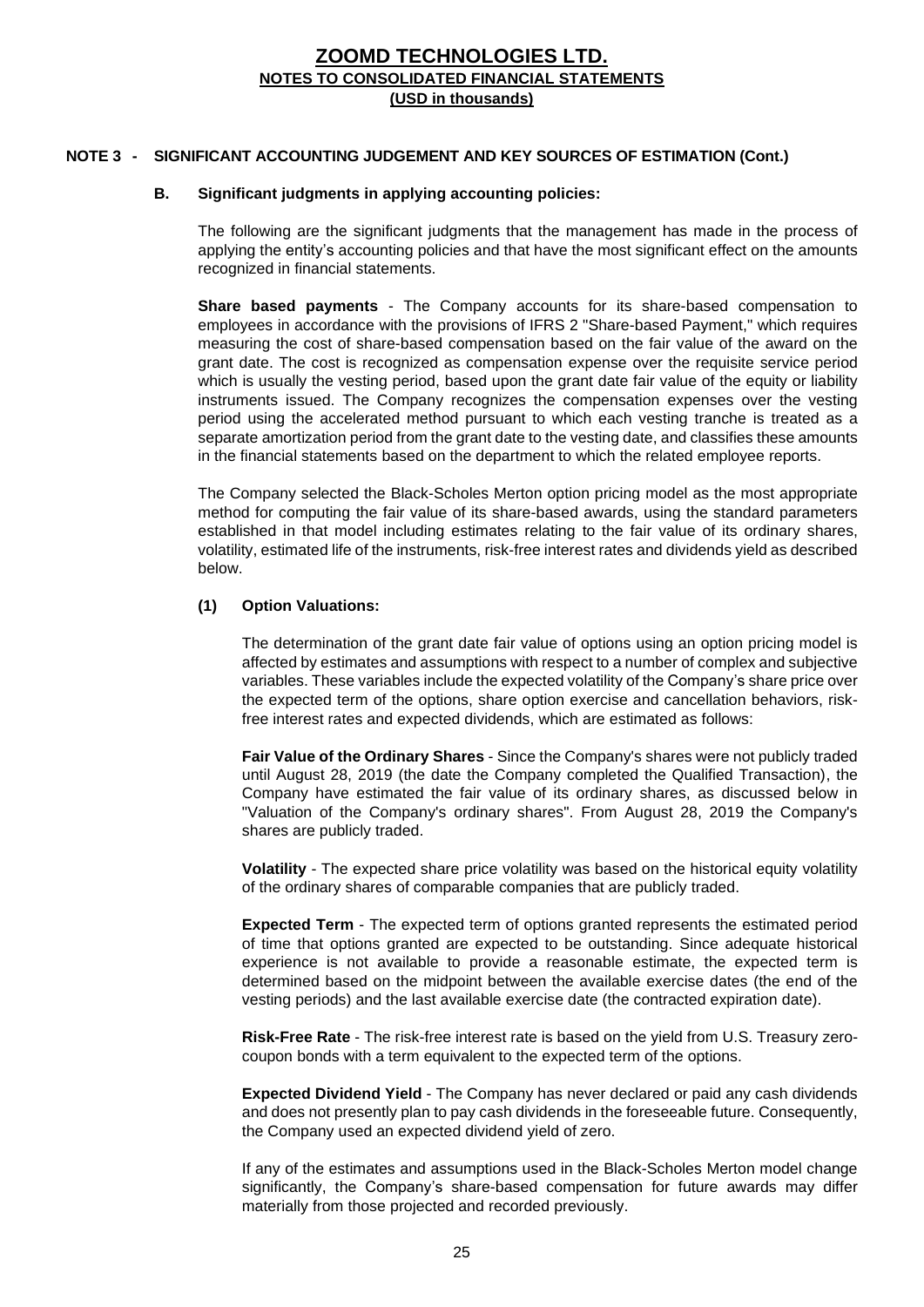# ZOOMD TECHNOLOGIES LTD.
## NOTES TO CONSOLIDATED FINANCIAL STATEMENTS
### (USD in thousands)

**NOTE 3 - SIGNIFICANT ACCOUNTING JUDGEMENT AND KEY SOURCES OF ESTIMATION (Cont.)**

**B. Significant judgments in applying accounting policies:**

The following are the significant judgments that the management has made in the process of applying the entity's accounting policies and that have the most significant effect on the amounts recognized in financial statements.

**Share based payments** - The Company accounts for its share-based compensation to employees in accordance with the provisions of IFRS 2 "Share-based Payment," which requires measuring the cost of share-based compensation based on the fair value of the award on the grant date. The cost is recognized as compensation expense over the requisite service period which is usually the vesting period, based upon the grant date fair value of the equity or liability instruments issued. The Company recognizes the compensation expenses over the vesting period using the accelerated method pursuant to which each vesting tranche is treated as a separate amortization period from the grant date to the vesting date, and classifies these amounts in the financial statements based on the department to which the related employee reports.

The Company selected the Black-Scholes Merton option pricing model as the most appropriate method for computing the fair value of its share-based awards, using the standard parameters established in that model including estimates relating to the fair value of its ordinary shares, volatility, estimated life of the instruments, risk-free interest rates and dividends yield as described below.

**(1) Option Valuations:**

The determination of the grant date fair value of options using an option pricing model is affected by estimates and assumptions with respect to a number of complex and subjective variables. These variables include the expected volatility of the Company's share price over the expected term of the options, share option exercise and cancellation behaviors, risk-free interest rates and expected dividends, which are estimated as follows:

**Fair Value of the Ordinary Shares** - Since the Company's shares were not publicly traded until August 28, 2019 (the date the Company completed the Qualified Transaction), the Company have estimated the fair value of its ordinary shares, as discussed below in "Valuation of the Company's ordinary shares". From August 28, 2019 the Company's shares are publicly traded.

**Volatility** - The expected share price volatility was based on the historical equity volatility of the ordinary shares of comparable companies that are publicly traded.

**Expected Term** - The expected term of options granted represents the estimated period of time that options granted are expected to be outstanding. Since adequate historical experience is not available to provide a reasonable estimate, the expected term is determined based on the midpoint between the available exercise dates (the end of the vesting periods) and the last available exercise date (the contracted expiration date).

**Risk-Free Rate** - The risk-free interest rate is based on the yield from U.S. Treasury zero-coupon bonds with a term equivalent to the expected term of the options.

**Expected Dividend Yield** - The Company has never declared or paid any cash dividends and does not presently plan to pay cash dividends in the foreseeable future. Consequently, the Company used an expected dividend yield of zero.

If any of the estimates and assumptions used in the Black-Scholes Merton model change significantly, the Company's share-based compensation for future awards may differ materially from those projected and recorded previously.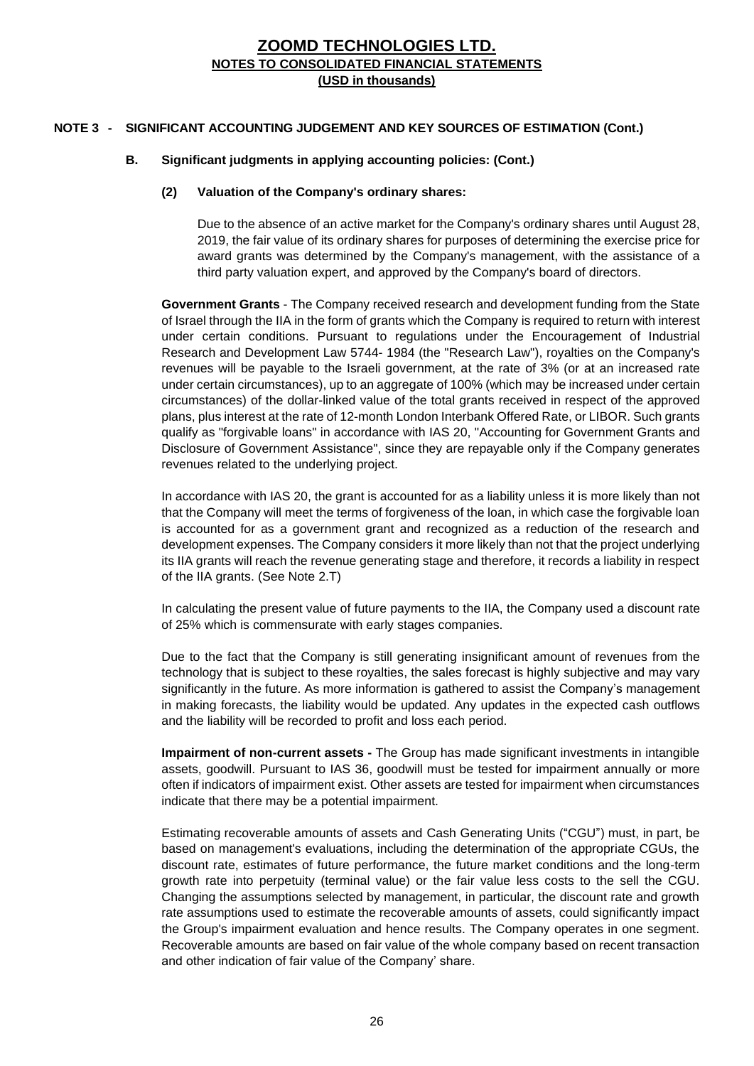## NOTE 3 - SIGNIFICANT ACCOUNTING JUDGEMENT AND KEY SOURCES OF ESTIMATION (Cont.)

### B. Significant judgments in applying accounting policies: (Cont.)

#### (2) Valuation of the Company's ordinary shares:

Due to the absence of an active market for the Company's ordinary shares until August 28, 2019, the fair value of its ordinary shares for purposes of determining the exercise price for award grants was determined by the Company's management, with the assistance of a third party valuation expert, and approved by the Company's board of directors.

**Government Grants** - The Company received research and development funding from the State of Israel through the IIA in the form of grants which the Company is required to return with interest under certain conditions. Pursuant to regulations under the Encouragement of Industrial Research and Development Law 5744- 1984 (the "Research Law"), royalties on the Company's revenues will be payable to the Israeli government, at the rate of 3% (or at an increased rate under certain circumstances), up to an aggregate of 100% (which may be increased under certain circumstances) of the dollar-linked value of the total grants received in respect of the approved plans, plus interest at the rate of 12-month London Interbank Offered Rate, or LIBOR. Such grants qualify as "forgivable loans" in accordance with IAS 20, "Accounting for Government Grants and Disclosure of Government Assistance", since they are repayable only if the Company generates revenues related to the underlying project.

In accordance with IAS 20, the grant is accounted for as a liability unless it is more likely than not that the Company will meet the terms of forgiveness of the loan, in which case the forgivable loan is accounted for as a government grant and recognized as a reduction of the research and development expenses. The Company considers it more likely than not that the project underlying its IIA grants will reach the revenue generating stage and therefore, it records a liability in respect of the IIA grants. (See Note 2.T)

In calculating the present value of future payments to the IIA, the Company used a discount rate of 25% which is commensurate with early stages companies.

Due to the fact that the Company is still generating insignificant amount of revenues from the technology that is subject to these royalties, the sales forecast is highly subjective and may vary significantly in the future. As more information is gathered to assist the Company's management in making forecasts, the liability would be updated. Any updates in the expected cash outflows and the liability will be recorded to profit and loss each period.

**Impairment of non-current assets -** The Group has made significant investments in intangible assets, goodwill. Pursuant to IAS 36, goodwill must be tested for impairment annually or more often if indicators of impairment exist. Other assets are tested for impairment when circumstances indicate that there may be a potential impairment.

Estimating recoverable amounts of assets and Cash Generating Units ("CGU") must, in part, be based on management's evaluations, including the determination of the appropriate CGUs, the discount rate, estimates of future performance, the future market conditions and the long-term growth rate into perpetuity (terminal value) or the fair value less costs to the sell the CGU. Changing the assumptions selected by management, in particular, the discount rate and growth rate assumptions used to estimate the recoverable amounts of assets, could significantly impact the Group's impairment evaluation and hence results. The Company operates in one segment. Recoverable amounts are based on fair value of the whole company based on recent transaction and other indication of fair value of the Company' share.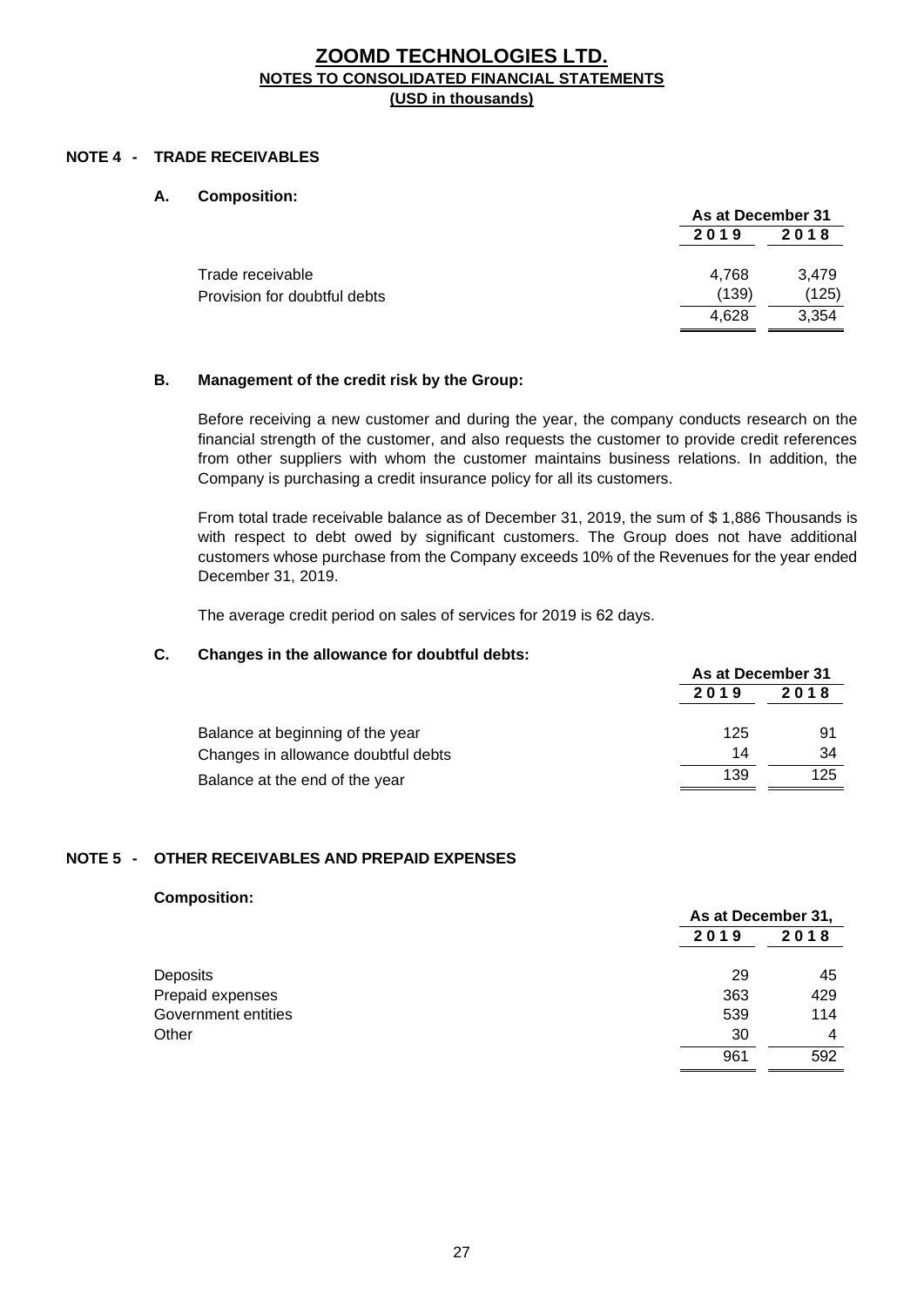# ZOOMD TECHNOLOGIES LTD.
## NOTES TO CONSOLIDATED FINANCIAL STATEMENTS
### (USD in thousands)

## NOTE 4 - TRADE RECEIVABLES

### A. Composition:

| | As at December 31 | |
|---|---|---|
| | 2019 | 2018 |
| Trade receivable | 4,768 | 3,479 |
| Provision for doubtful debts | (139) | (125) |
| | 4,628 | 3,354 |

### B. Management of the credit risk by the Group:

Before receiving a new customer and during the year, the company conducts research on the financial strength of the customer, and also requests the customer to provide credit references from other suppliers with whom the customer maintains business relations. In addition, the Company is purchasing a credit insurance policy for all its customers.

From total trade receivable balance as of December 31, 2019, the sum of $ 1,886 Thousands is with respect to debt owed by significant customers. The Group does not have additional customers whose purchase from the Company exceeds 10% of the Revenues for the year ended December 31, 2019.

The average credit period on sales of services for 2019 is 62 days.

### C. Changes in the allowance for doubtful debts:

| | As at December 31 | |
|---|---|---|
| | 2019 | 2018 |
| Balance at beginning of the year | 125 | 91 |
| Changes in allowance doubtful debts | 14 | 34 |
| Balance at the end of the year | 139 | 125 |

## NOTE 5 - OTHER RECEIVABLES AND PREPAID EXPENSES

**Composition:**

| | As at December 31, | |
|---|---|---|
| | 2019 | 2018 |
| Deposits | 29 | 45 |
| Prepaid expenses | 363 | 429 |
| Government entities | 539 | 114 |
| Other | 30 | 4 |
| | 961 | 592 |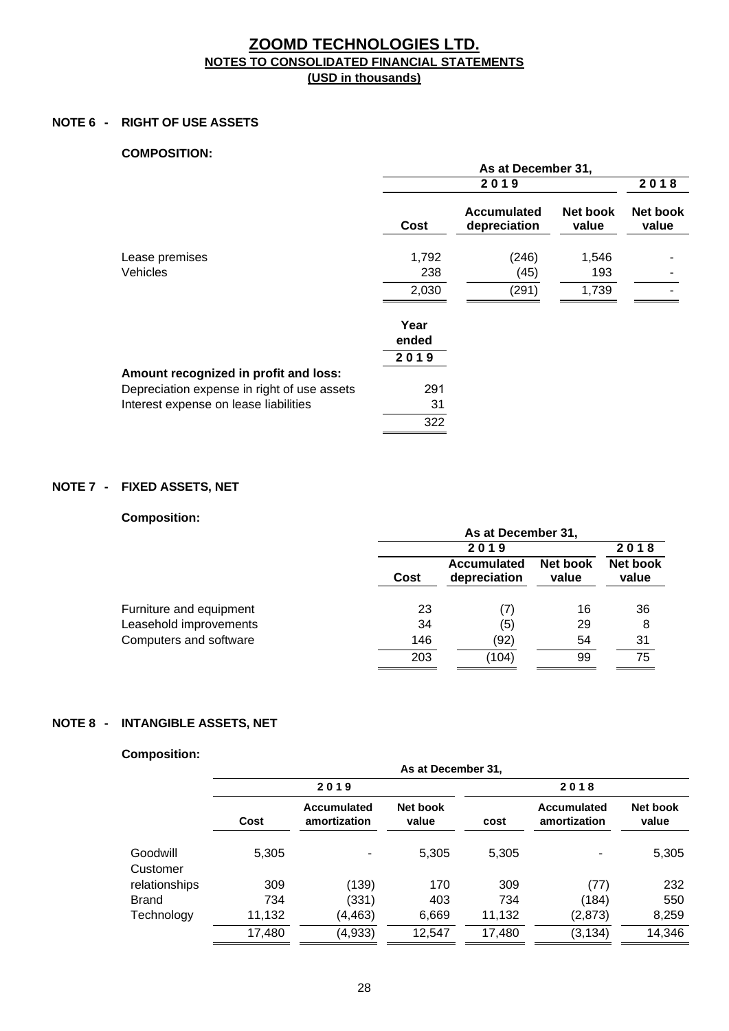# ZOOMD TECHNOLOGIES LTD.
## NOTES TO CONSOLIDATED FINANCIAL STATEMENTS
### (USD in thousands)

**NOTE 6 - RIGHT OF USE ASSETS**

**COMPOSITION:**

| | As at December 31, | | | |
|---|---|---|---|---|
| | 2019 | | | 2018 |
| | Cost | Accumulated depreciation | Net book value | Net book value |
| Lease premises | 1,792 | (246) | 1,546 | - |
| Vehicles | 238 | (45) | 193 | - |
| | 2,030 | (291) | 1,739 | - |

| | Year ended 2019 |
|---|---|
| **Amount recognized in profit and loss:** | |
| Depreciation expense in right of use assets | 291 |
| Interest expense on lease liabilities | 31 |
| | 322 |

**NOTE 7 - FIXED ASSETS, NET**

**Composition:**

| | As at December 31, | | | |
|---|---|---|---|---|
| | 2019 | | | 2018 |
| | Cost | Accumulated depreciation | Net book value | Net book value |
| Furniture and equipment | 23 | (7) | 16 | 36 |
| Leasehold improvements | 34 | (5) | 29 | 8 |
| Computers and software | 146 | (92) | 54 | 31 |
| | 203 | (104) | 99 | 75 |

**NOTE 8 - INTANGIBLE ASSETS, NET**

**Composition:**

| | As at December 31, | | | | | |
|---|---|---|---|---|---|---|
| | 2019 | | | 2018 | | |
| | Cost | Accumulated amortization | Net book value | cost | Accumulated amortization | Net book value |
| Goodwill | 5,305 | - | 5,305 | 5,305 | - | 5,305 |
| Customer relationships | 309 | (139) | 170 | 309 | (77) | 232 |
| Brand | 734 | (331) | 403 | 734 | (184) | 550 |
| Technology | 11,132 | (4,463) | 6,669 | 11,132 | (2,873) | 8,259 |
| | 17,480 | (4,933) | 12,547 | 17,480 | (3,134) | 14,346 |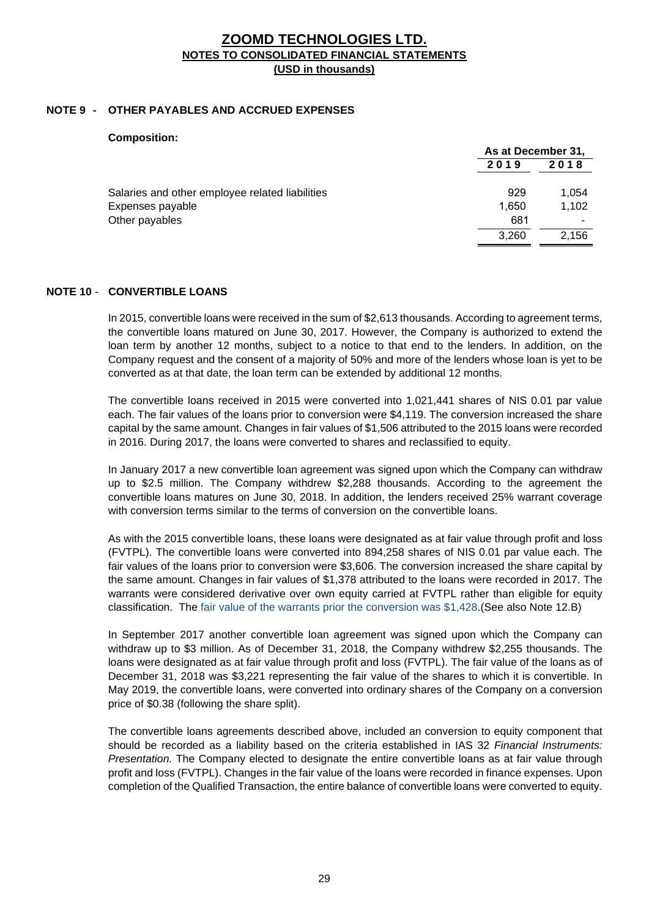# ZOOMD TECHNOLOGIES LTD.

## NOTES TO CONSOLIDATED FINANCIAL STATEMENTS

### (USD in thousands)

## NOTE 9 - OTHER PAYABLES AND ACCRUED EXPENSES

**Composition:**

| | As at December 31, | |
|---|---|---|
| | 2019 | 2018 |
| Salaries and other employee related liabilities | 929 | 1,054 |
| Expenses payable | 1,650 | 1,102 |
| Other payables | 681 | - |
| | 3,260 | 2,156 |

## NOTE 10 - CONVERTIBLE LOANS

In 2015, convertible loans were received in the sum of $2,613 thousands. According to agreement terms, the convertible loans matured on June 30, 2017. However, the Company is authorized to extend the loan term by another 12 months, subject to a notice to that end to the lenders. In addition, on the Company request and the consent of a majority of 50% and more of the lenders whose loan is yet to be converted as at that date, the loan term can be extended by additional 12 months.

The convertible loans received in 2015 were converted into 1,021,441 shares of NIS 0.01 par value each. The fair values of the loans prior to conversion were $4,119. The conversion increased the share capital by the same amount. Changes in fair values of $1,506 attributed to the 2015 loans were recorded in 2016. During 2017, the loans were converted to shares and reclassified to equity.

In January 2017 a new convertible loan agreement was signed upon which the Company can withdraw up to $2.5 million. The Company withdrew $2,288 thousands. According to the agreement the convertible loans matures on June 30, 2018. In addition, the lenders received 25% warrant coverage with conversion terms similar to the terms of conversion on the convertible loans.

As with the 2015 convertible loans, these loans were designated as at fair value through profit and loss (FVTPL). The convertible loans were converted into 894,258 shares of NIS 0.01 par value each. The fair values of the loans prior to conversion were $3,606. The conversion increased the share capital by the same amount. Changes in fair values of $1,378 attributed to the loans were recorded in 2017. The warrants were considered derivative over own equity carried at FVTPL rather than eligible for equity classification. The fair value of the warrants prior the conversion was $1,428.(See also Note 12.B)

In September 2017 another convertible loan agreement was signed upon which the Company can withdraw up to $3 million. As of December 31, 2018, the Company withdrew $2,255 thousands. The loans were designated as at fair value through profit and loss (FVTPL). The fair value of the loans as of December 31, 2018 was $3,221 representing the fair value of the shares to which it is convertible. In May 2019, the convertible loans, were converted into ordinary shares of the Company on a conversion price of $0.38 (following the share split).

The convertible loans agreements described above, included an conversion to equity component that should be recorded as a liability based on the criteria established in IAS 32 *Financial Instruments: Presentation.* The Company elected to designate the entire convertible loans as at fair value through profit and loss (FVTPL). Changes in the fair value of the loans were recorded in finance expenses. Upon completion of the Qualified Transaction, the entire balance of convertible loans were converted to equity.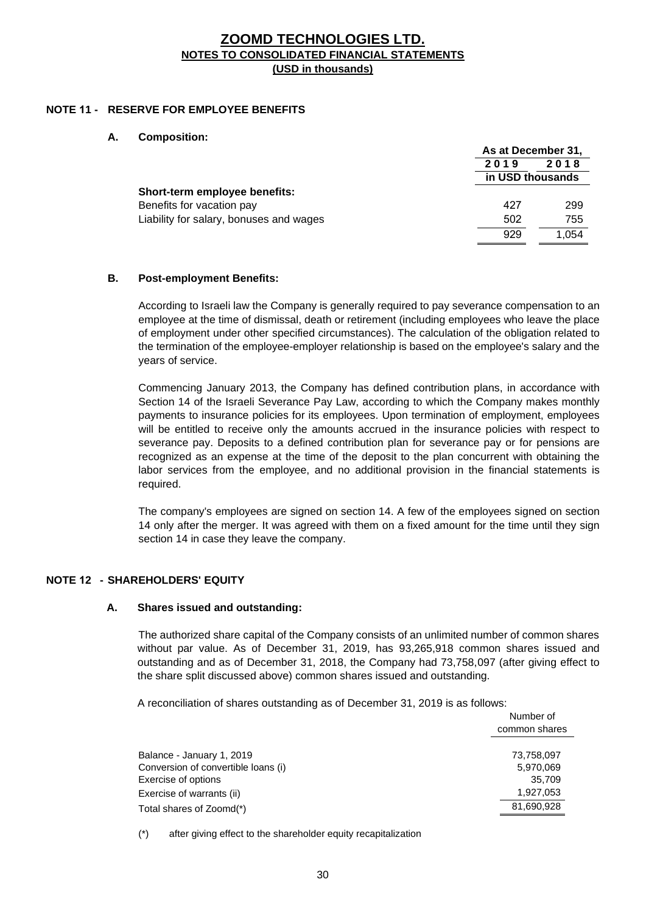# ZOOMD TECHNOLOGIES LTD.
## NOTES TO CONSOLIDATED FINANCIAL STATEMENTS
### (USD in thousands)

**NOTE 11 - RESERVE FOR EMPLOYEE BENEFITS**

**A. Composition:**

| | As at December 31, | |
|---|---|---|
| | 2019 | 2018 |
| | in USD thousands | |
| **Short-term employee benefits:** | | |
| Benefits for vacation pay | 427 | 299 |
| Liability for salary, bonuses and wages | 502 | 755 |
| | 929 | 1,054 |

**B. Post-employment Benefits:**

According to Israeli law the Company is generally required to pay severance compensation to an employee at the time of dismissal, death or retirement (including employees who leave the place of employment under other specified circumstances). The calculation of the obligation related to the termination of the employee-employer relationship is based on the employee's salary and the years of service.

Commencing January 2013, the Company has defined contribution plans, in accordance with Section 14 of the Israeli Severance Pay Law, according to which the Company makes monthly payments to insurance policies for its employees. Upon termination of employment, employees will be entitled to receive only the amounts accrued in the insurance policies with respect to severance pay. Deposits to a defined contribution plan for severance pay or for pensions are recognized as an expense at the time of the deposit to the plan concurrent with obtaining the labor services from the employee, and no additional provision in the financial statements is required.

The company's employees are signed on section 14. A few of the employees signed on section 14 only after the merger. It was agreed with them on a fixed amount for the time until they sign section 14 in case they leave the company.

**NOTE 12 - SHAREHOLDERS' EQUITY**

**A. Shares issued and outstanding:**

The authorized share capital of the Company consists of an unlimited number of common shares without par value. As of December 31, 2019, has 93,265,918 common shares issued and outstanding and as of December 31, 2018, the Company had 73,758,097 (after giving effect to the share split discussed above) common shares issued and outstanding.

A reconciliation of shares outstanding as of December 31, 2019 is as follows:

| | Number of common shares |
|---|---|
| Balance - January 1, 2019 | 73,758,097 |
| Conversion of convertible loans (i) | 5,970,069 |
| Exercise of options | 35,709 |
| Exercise of warrants (ii) | 1,927,053 |
| Total shares of Zoomd(*) | 81,690,928 |

(*) after giving effect to the shareholder equity recapitalization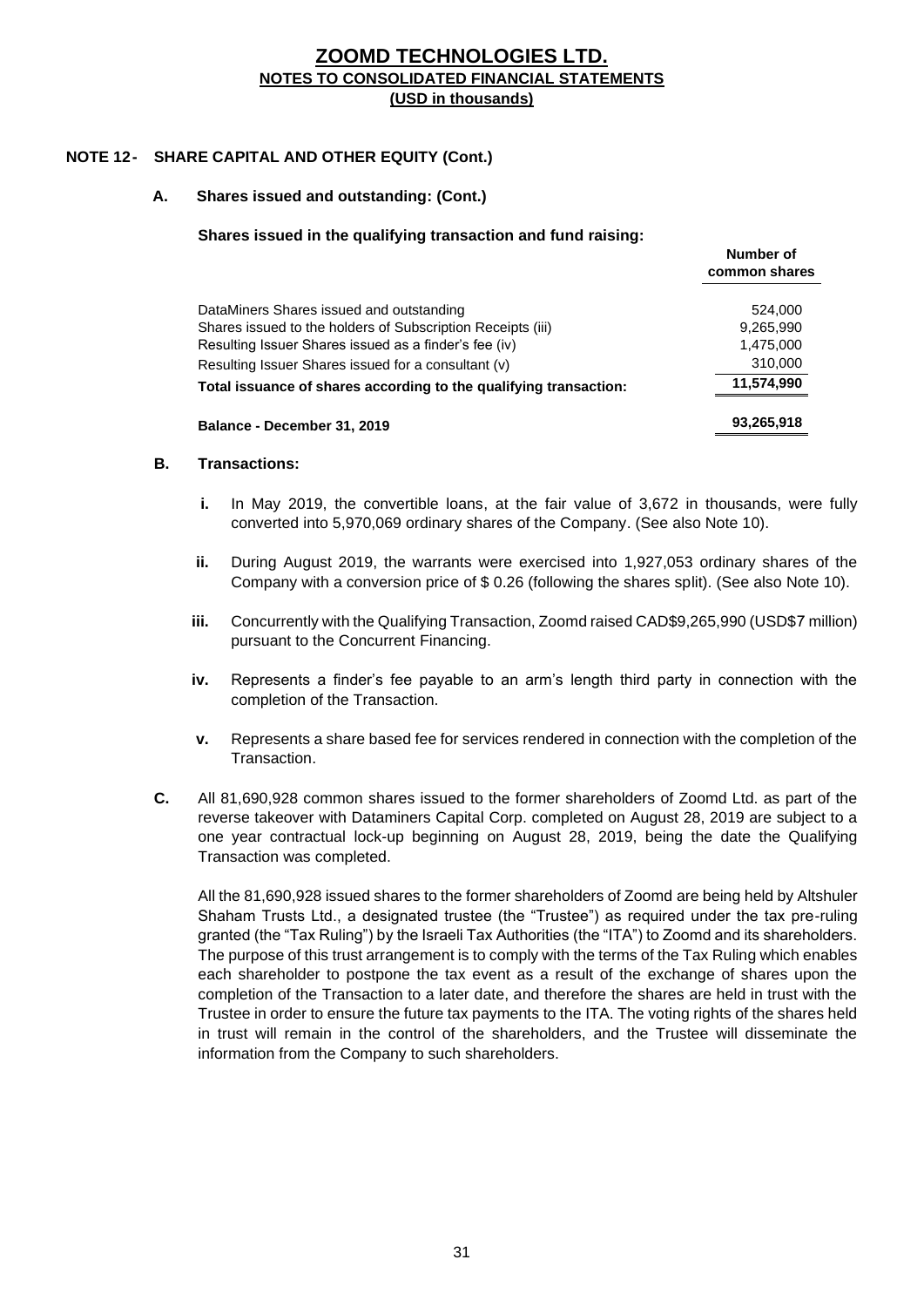# ZOOMD TECHNOLOGIES LTD.
## NOTES TO CONSOLIDATED FINANCIAL STATEMENTS
### (USD in thousands)

**NOTE 12 - SHARE CAPITAL AND OTHER EQUITY (Cont.)**

**A. Shares issued and outstanding: (Cont.)**

**Shares issued in the qualifying transaction and fund raising:**

| | Number of common shares |
|---|---|
| DataMiners Shares issued and outstanding | 524,000 |
| Shares issued to the holders of Subscription Receipts (iii) | 9,265,990 |
| Resulting Issuer Shares issued as a finder's fee (iv) | 1,475,000 |
| Resulting Issuer Shares issued for a consultant (v) | 310,000 |
| **Total issuance of shares according to the qualifying transaction:** | **11,574,990** |
| **Balance - December 31, 2019** | **93,265,918** |

**B. Transactions:**

**i.** In May 2019, the convertible loans, at the fair value of 3,672 in thousands, were fully converted into 5,970,069 ordinary shares of the Company. (See also Note 10).

**ii.** During August 2019, the warrants were exercised into 1,927,053 ordinary shares of the Company with a conversion price of $ 0.26 (following the shares split). (See also Note 10).

**iii.** Concurrently with the Qualifying Transaction, Zoomd raised CAD$9,265,990 (USD$7 million) pursuant to the Concurrent Financing.

**iv.** Represents a finder's fee payable to an arm's length third party in connection with the completion of the Transaction.

**v.** Represents a share based fee for services rendered in connection with the completion of the Transaction.

**C.** All 81,690,928 common shares issued to the former shareholders of Zoomd Ltd. as part of the reverse takeover with Dataminers Capital Corp. completed on August 28, 2019 are subject to a one year contractual lock-up beginning on August 28, 2019, being the date the Qualifying Transaction was completed.

All the 81,690,928 issued shares to the former shareholders of Zoomd are being held by Altshuler Shaham Trusts Ltd., a designated trustee (the "Trustee") as required under the tax pre-ruling granted (the "Tax Ruling") by the Israeli Tax Authorities (the "ITA") to Zoomd and its shareholders. The purpose of this trust arrangement is to comply with the terms of the Tax Ruling which enables each shareholder to postpone the tax event as a result of the exchange of shares upon the completion of the Transaction to a later date, and therefore the shares are held in trust with the Trustee in order to ensure the future tax payments to the ITA. The voting rights of the shares held in trust will remain in the control of the shareholders, and the Trustee will disseminate the information from the Company to such shareholders.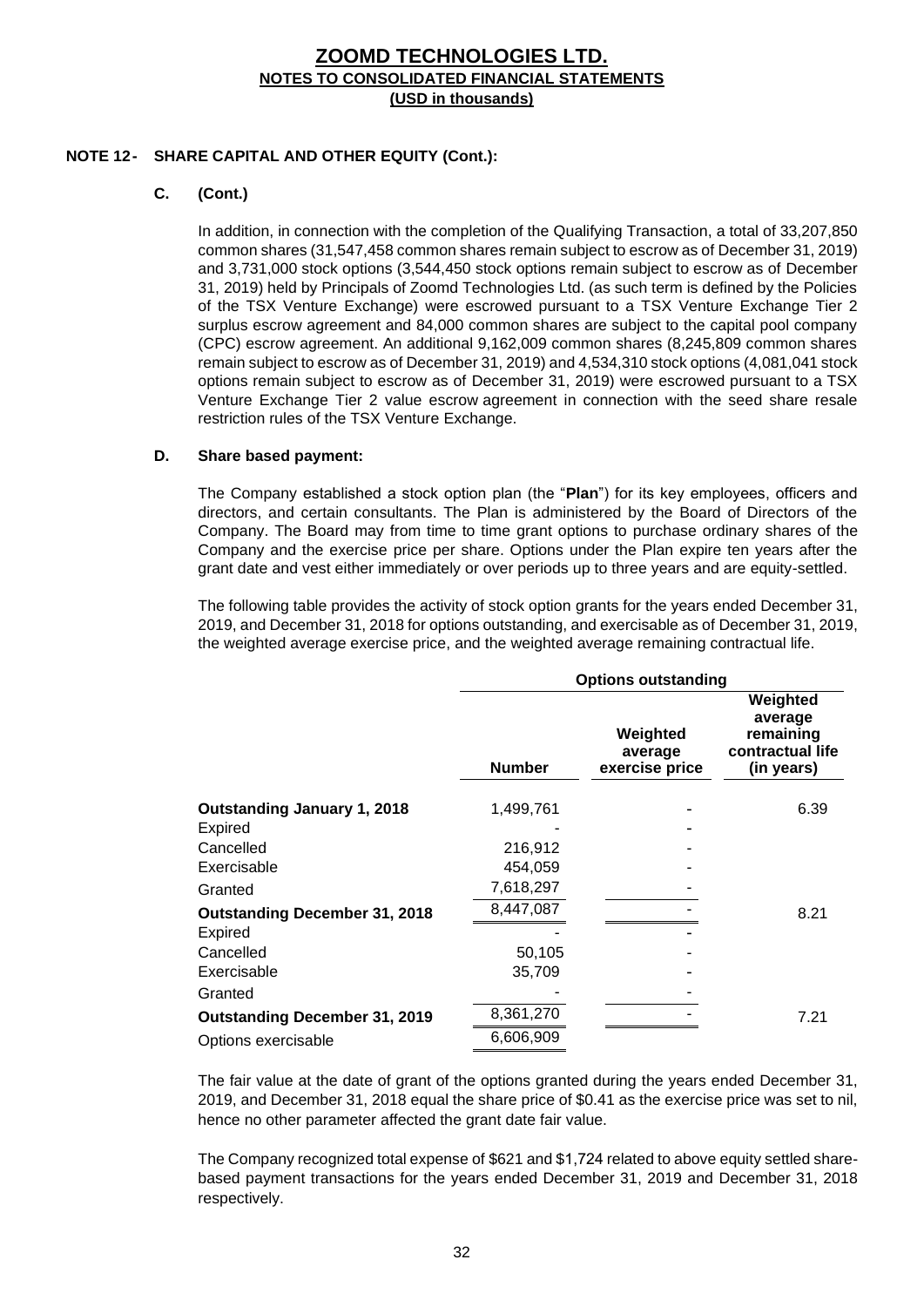# ZOOMD TECHNOLOGIES LTD.
## NOTES TO CONSOLIDATED FINANCIAL STATEMENTS
### (USD in thousands)

**NOTE 12 - SHARE CAPITAL AND OTHER EQUITY (Cont.):**

**C. (Cont.)**

In addition, in connection with the completion of the Qualifying Transaction, a total of 33,207,850 common shares (31,547,458 common shares remain subject to escrow as of December 31, 2019) and 3,731,000 stock options (3,544,450 stock options remain subject to escrow as of December 31, 2019) held by Principals of Zoomd Technologies Ltd. (as such term is defined by the Policies of the TSX Venture Exchange) were escrowed pursuant to a TSX Venture Exchange Tier 2 surplus escrow agreement and 84,000 common shares are subject to the capital pool company (CPC) escrow agreement. An additional 9,162,009 common shares (8,245,809 common shares remain subject to escrow as of December 31, 2019) and 4,534,310 stock options (4,081,041 stock options remain subject to escrow as of December 31, 2019) were escrowed pursuant to a TSX Venture Exchange Tier 2 value escrow agreement in connection with the seed share resale restriction rules of the TSX Venture Exchange.

**D. Share based payment:**

The Company established a stock option plan (the "**Plan**") for its key employees, officers and directors, and certain consultants. The Plan is administered by the Board of Directors of the Company. The Board may from time to time grant options to purchase ordinary shares of the Company and the exercise price per share. Options under the Plan expire ten years after the grant date and vest either immediately or over periods up to three years and are equity-settled.

The following table provides the activity of stock option grants for the years ended December 31, 2019, and December 31, 2018 for options outstanding, and exercisable as of December 31, 2019, the weighted average exercise price, and the weighted average remaining contractual life.

| | Options outstanding | | |
|---|---|---|---|
| | **Number** | **Weighted average exercise price** | **Weighted average remaining contractual life (in years)** |
| **Outstanding January 1, 2018** | 1,499,761 | - | 6.39 |
| Expired | - | - | |
| Cancelled | 216,912 | - | |
| Exercisable | 454,059 | - | |
| Granted | 7,618,297 | - | |
| **Outstanding December 31, 2018** | 8,447,087 | - | 8.21 |
| Expired | - | - | |
| Cancelled | 50,105 | - | |
| Exercisable | 35,709 | - | |
| Granted | - | - | |
| **Outstanding December 31, 2019** | 8,361,270 | - | 7.21 |
| Options exercisable | 6,606,909 | | |

The fair value at the date of grant of the options granted during the years ended December 31, 2019, and December 31, 2018 equal the share price of $0.41 as the exercise price was set to nil, hence no other parameter affected the grant date fair value.

The Company recognized total expense of $621 and $1,724 related to above equity settled share-based payment transactions for the years ended December 31, 2019 and December 31, 2018 respectively.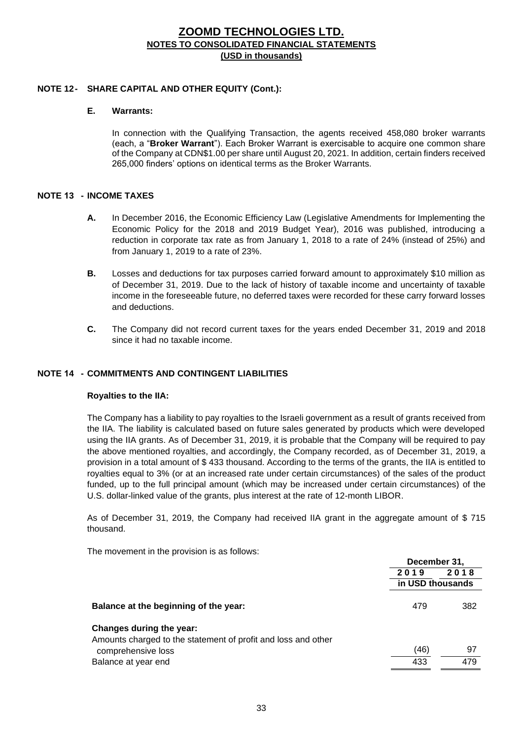# ZOOMD TECHNOLOGIES LTD.
## NOTES TO CONSOLIDATED FINANCIAL STATEMENTS
### (USD in thousands)

**NOTE 12 - SHARE CAPITAL AND OTHER EQUITY (Cont.):**

**E. Warrants:**

In connection with the Qualifying Transaction, the agents received 458,080 broker warrants (each, a "**Broker Warrant**"). Each Broker Warrant is exercisable to acquire one common share of the Company at CDN$1.00 per share until August 20, 2021. In addition, certain finders received 265,000 finders' options on identical terms as the Broker Warrants.

**NOTE 13 - INCOME TAXES**

**A.** In December 2016, the Economic Efficiency Law (Legislative Amendments for Implementing the Economic Policy for the 2018 and 2019 Budget Year), 2016 was published, introducing a reduction in corporate tax rate as from January 1, 2018 to a rate of 24% (instead of 25%) and from January 1, 2019 to a rate of 23%.

**B.** Losses and deductions for tax purposes carried forward amount to approximately $10 million as of December 31, 2019. Due to the lack of history of taxable income and uncertainty of taxable income in the foreseeable future, no deferred taxes were recorded for these carry forward losses and deductions.

**C.** The Company did not record current taxes for the years ended December 31, 2019 and 2018 since it had no taxable income.

**NOTE 14 - COMMITMENTS AND CONTINGENT LIABILITIES**

**Royalties to the IIA:**

The Company has a liability to pay royalties to the Israeli government as a result of grants received from the IIA. The liability is calculated based on future sales generated by products which were developed using the IIA grants. As of December 31, 2019, it is probable that the Company will be required to pay the above mentioned royalties, and accordingly, the Company recorded, as of December 31, 2019, a provision in a total amount of $ 433 thousand. According to the terms of the grants, the IIA is entitled to royalties equal to 3% (or at an increased rate under certain circumstances) of the sales of the product funded, up to the full principal amount (which may be increased under certain circumstances) of the U.S. dollar-linked value of the grants, plus interest at the rate of 12-month LIBOR.

As of December 31, 2019, the Company had received IIA grant in the aggregate amount of $ 715 thousand.

The movement in the provision is as follows:

| | December 31, | |
|---|---|---|
| | 2019 | 2018 |
| | in USD thousands | |
| **Balance at the beginning of the year:** | 479 | 382 |
| **Changes during the year:** | | |
| Amounts charged to the statement of profit and loss and other comprehensive loss | (46) | 97 |
| Balance at year end | 433 | 479 |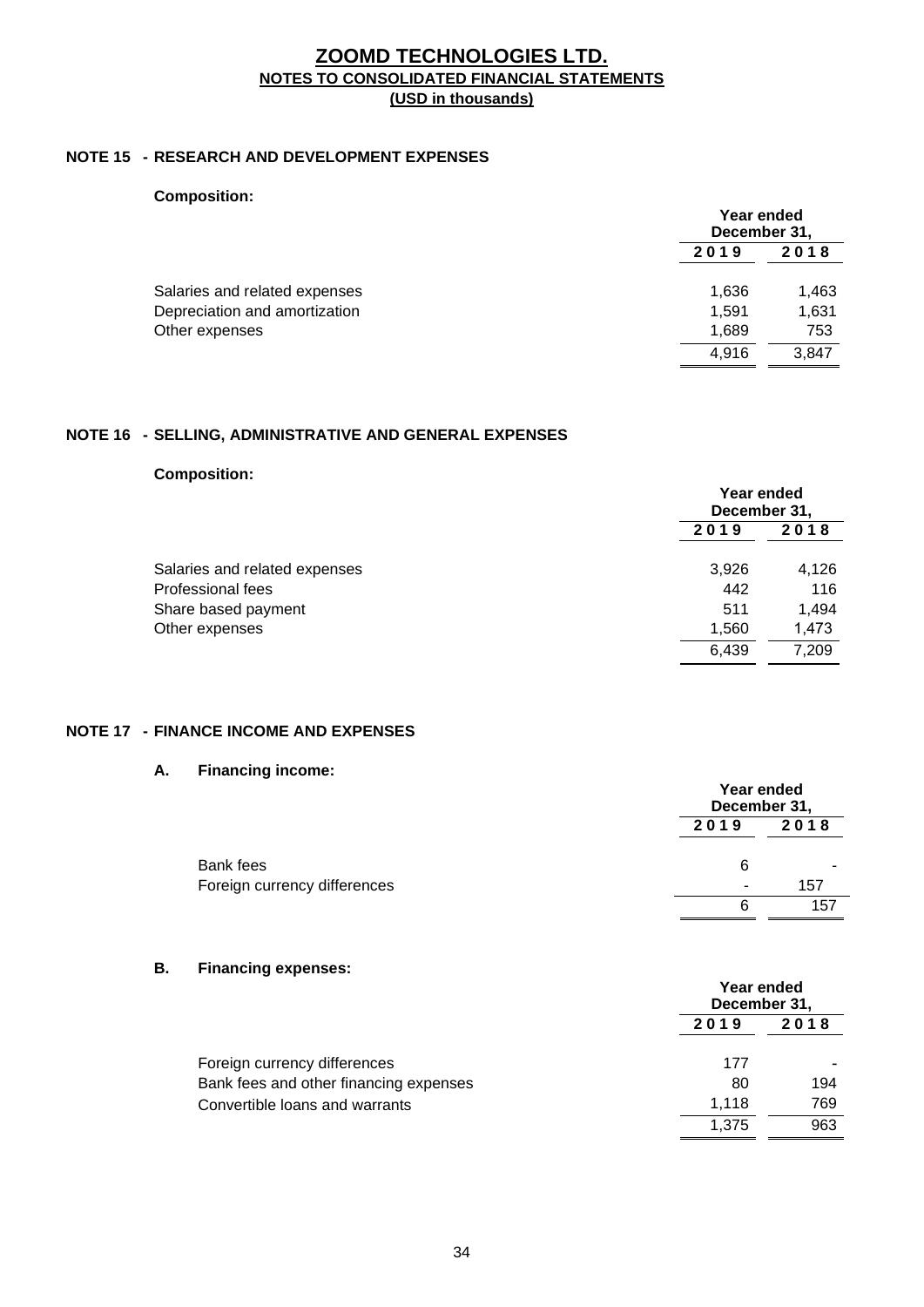# ZOOMD TECHNOLOGIES LTD.
## NOTES TO CONSOLIDATED FINANCIAL STATEMENTS
**(USD in thousands)**

### NOTE 15 - RESEARCH AND DEVELOPMENT EXPENSES

**Composition:**

| | Year ended December 31, | |
|---|---|---|
| | 2019 | 2018 |
| Salaries and related expenses | 1,636 | 1,463 |
| Depreciation and amortization | 1,591 | 1,631 |
| Other expenses | 1,689 | 753 |
| | 4,916 | 3,847 |

### NOTE 16 - SELLING, ADMINISTRATIVE AND GENERAL EXPENSES

**Composition:**

| | Year ended December 31, | |
|---|---|---|
| | 2019 | 2018 |
| Salaries and related expenses | 3,926 | 4,126 |
| Professional fees | 442 | 116 |
| Share based payment | 511 | 1,494 |
| Other expenses | 1,560 | 1,473 |
| | 6,439 | 7,209 |

### NOTE 17 - FINANCE INCOME AND EXPENSES

**A. Financing income:**

| | Year ended December 31, | |
|---|---|---|
| | 2019 | 2018 |
| Bank fees | 6 | - |
| Foreign currency differences | - | 157 |
| | 6 | 157 |

**B. Financing expenses:**

| | Year ended December 31, | |
|---|---|---|
| | 2019 | 2018 |
| Foreign currency differences | 177 | - |
| Bank fees and other financing expenses | 80 | 194 |
| Convertible loans and warrants | 1,118 | 769 |
| | 1,375 | 963 |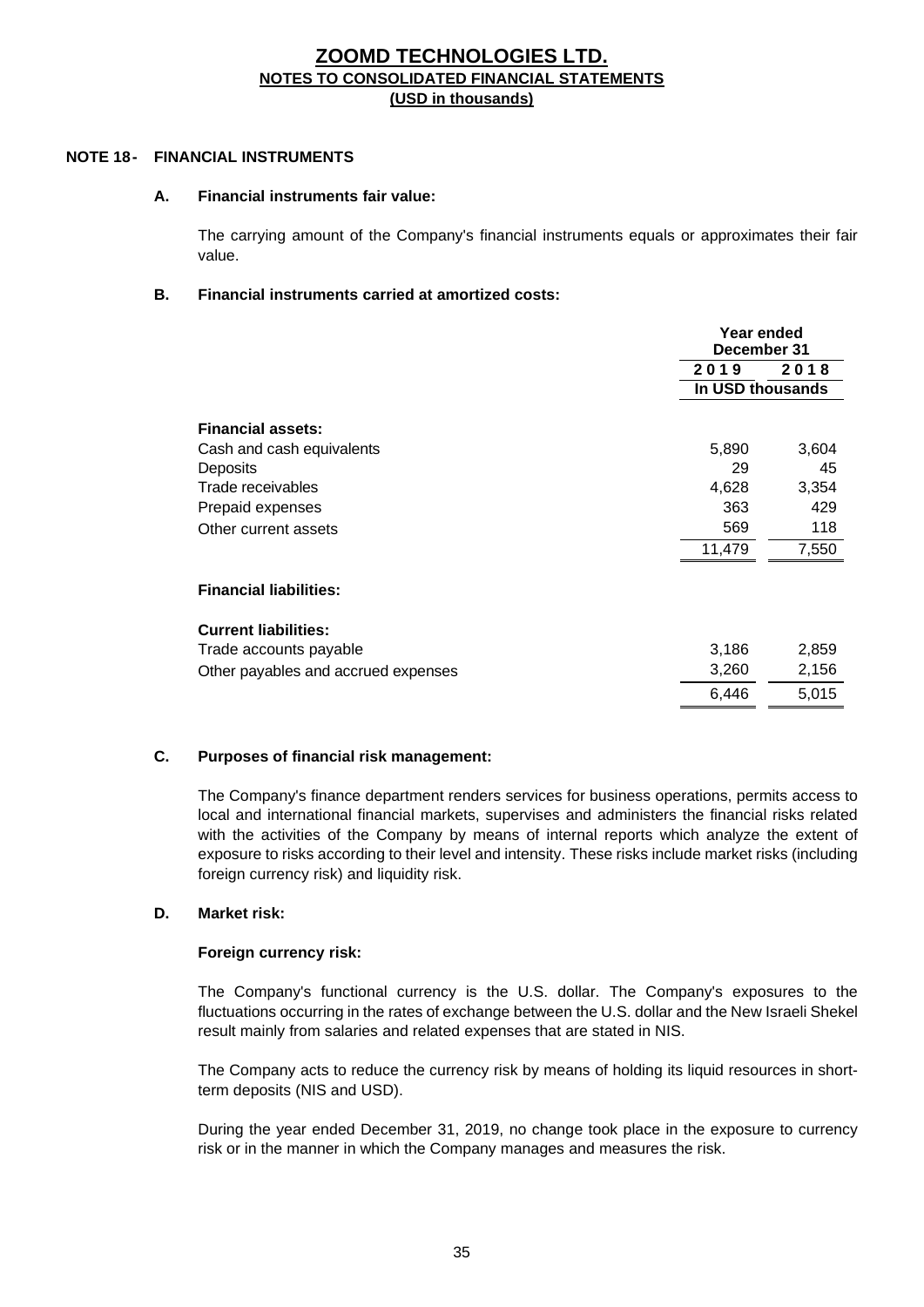# ZOOMD TECHNOLOGIES LTD.
## NOTES TO CONSOLIDATED FINANCIAL STATEMENTS
### (USD in thousands)

**NOTE 18 - FINANCIAL INSTRUMENTS**

**A. Financial instruments fair value:**

The carrying amount of the Company's financial instruments equals or approximates their fair value.

**B. Financial instruments carried at amortized costs:**

| | Year ended December 31 | |
|---|---|---|
| | 2019 | 2018 |
| | In USD thousands | |
| **Financial assets:** | | |
| Cash and cash equivalents | 5,890 | 3,604 |
| Deposits | 29 | 45 |
| Trade receivables | 4,628 | 3,354 |
| Prepaid expenses | 363 | 429 |
| Other current assets | 569 | 118 |
| | 11,479 | 7,550 |
| **Financial liabilities:** | | |
| **Current liabilities:** | | |
| Trade accounts payable | 3,186 | 2,859 |
| Other payables and accrued expenses | 3,260 | 2,156 |
| | 6,446 | 5,015 |

**C. Purposes of financial risk management:**

The Company's finance department renders services for business operations, permits access to local and international financial markets, supervises and administers the financial risks related with the activities of the Company by means of internal reports which analyze the extent of exposure to risks according to their level and intensity. These risks include market risks (including foreign currency risk) and liquidity risk.

**D. Market risk:**

**Foreign currency risk:**

The Company's functional currency is the U.S. dollar. The Company's exposures to the fluctuations occurring in the rates of exchange between the U.S. dollar and the New Israeli Shekel result mainly from salaries and related expenses that are stated in NIS.

The Company acts to reduce the currency risk by means of holding its liquid resources in short-term deposits (NIS and USD).

During the year ended December 31, 2019, no change took place in the exposure to currency risk or in the manner in which the Company manages and measures the risk.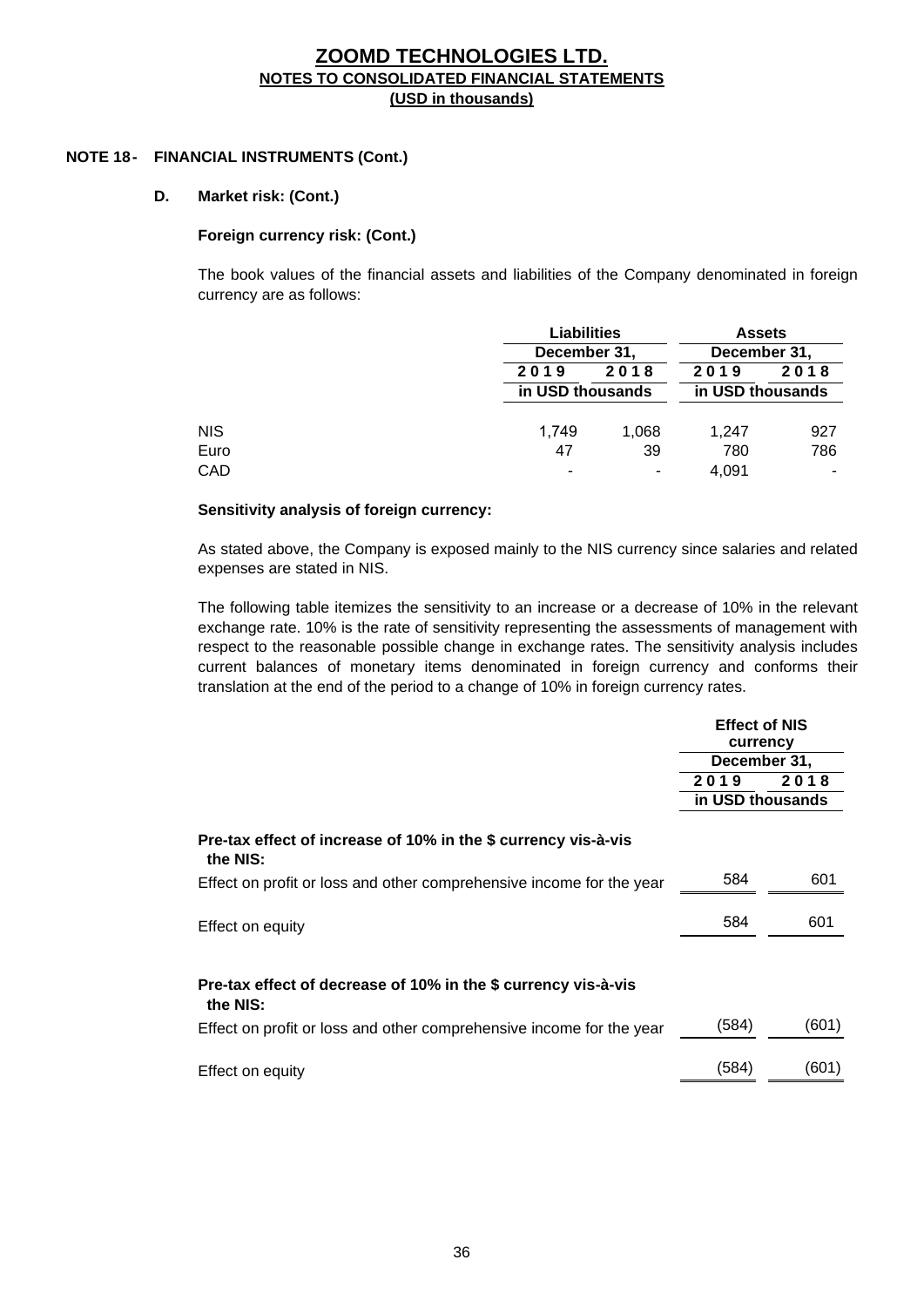# ZOOMD TECHNOLOGIES LTD.
## NOTES TO CONSOLIDATED FINANCIAL STATEMENTS
### (USD in thousands)

**NOTE 18 - FINANCIAL INSTRUMENTS (Cont.)**

**D. Market risk: (Cont.)**

**Foreign currency risk: (Cont.)**

The book values of the financial assets and liabilities of the Company denominated in foreign currency are as follows:

| | Liabilities | | Assets | |
|---|---|---|---|---|
| | December 31, | | December 31, | |
| | 2019 | 2018 | 2019 | 2018 |
| | in USD thousands | | in USD thousands | |
| NIS | 1,749 | 1,068 | 1,247 | 927 |
| Euro | 47 | 39 | 780 | 786 |
| CAD | - | - | 4,091 | - |

**Sensitivity analysis of foreign currency:**

As stated above, the Company is exposed mainly to the NIS currency since salaries and related expenses are stated in NIS.

The following table itemizes the sensitivity to an increase or a decrease of 10% in the relevant exchange rate. 10% is the rate of sensitivity representing the assessments of management with respect to the reasonable possible change in exchange rates. The sensitivity analysis includes current balances of monetary items denominated in foreign currency and conforms their translation at the end of the period to a change of 10% in foreign currency rates.

| | Effect of NIS currency | |
|---|---|---|
| | December 31, | |
| | 2019 | 2018 |
| | in USD thousands | |
| **Pre-tax effect of increase of 10% in the $ currency vis-à-vis the NIS:** | | |
| Effect on profit or loss and other comprehensive income for the year | 584 | 601 |
| Effect on equity | 584 | 601 |
| **Pre-tax effect of decrease of 10% in the $ currency vis-à-vis the NIS:** | | |
| Effect on profit or loss and other comprehensive income for the year | (584) | (601) |
| Effect on equity | (584) | (601) |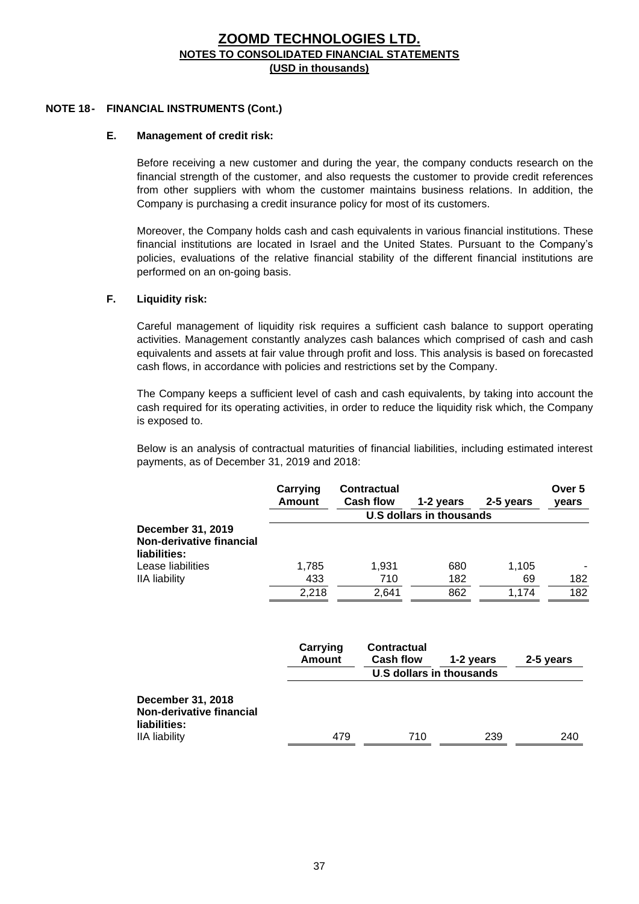# ZOOMD TECHNOLOGIES LTD.
## NOTES TO CONSOLIDATED FINANCIAL STATEMENTS
### (USD in thousands)

**NOTE 18 - FINANCIAL INSTRUMENTS (Cont.)**

**E. Management of credit risk:**

Before receiving a new customer and during the year, the company conducts research on the financial strength of the customer, and also requests the customer to provide credit references from other suppliers with whom the customer maintains business relations. In addition, the Company is purchasing a credit insurance policy for most of its customers.

Moreover, the Company holds cash and cash equivalents in various financial institutions. These financial institutions are located in Israel and the United States. Pursuant to the Company's policies, evaluations of the relative financial stability of the different financial institutions are performed on an on-going basis.

**F. Liquidity risk:**

Careful management of liquidity risk requires a sufficient cash balance to support operating activities. Management constantly analyzes cash balances which comprised of cash and cash equivalents and assets at fair value through profit and loss. This analysis is based on forecasted cash flows, in accordance with policies and restrictions set by the Company.

The Company keeps a sufficient level of cash and cash equivalents, by taking into account the cash required for its operating activities, in order to reduce the liquidity risk which, the Company is exposed to.

Below is an analysis of contractual maturities of financial liabilities, including estimated interest payments, as of December 31, 2019 and 2018:

| | Carrying Amount | Contractual Cash flow | 1-2 years | 2-5 years | Over 5 years |
|---|---|---|---|---|---|
| | U.S dollars in thousands | | | | |
| **December 31, 2019** | | | | | |
| **Non-derivative financial liabilities:** | | | | | |
| Lease liabilities | 1,785 | 1,931 | 680 | 1,105 | - |
| IIA liability | 433 | 710 | 182 | 69 | 182 |
| | 2,218 | 2,641 | 862 | 1,174 | 182 |

| | Carrying Amount | Contractual Cash flow | 1-2 years | 2-5 years |
|---|---|---|---|---|
| | U.S dollars in thousands | | | |
| **December 31, 2018** | | | | |
| **Non-derivative financial liabilities:** | | | | |
| IIA liability | 479 | 710 | 239 | 240 |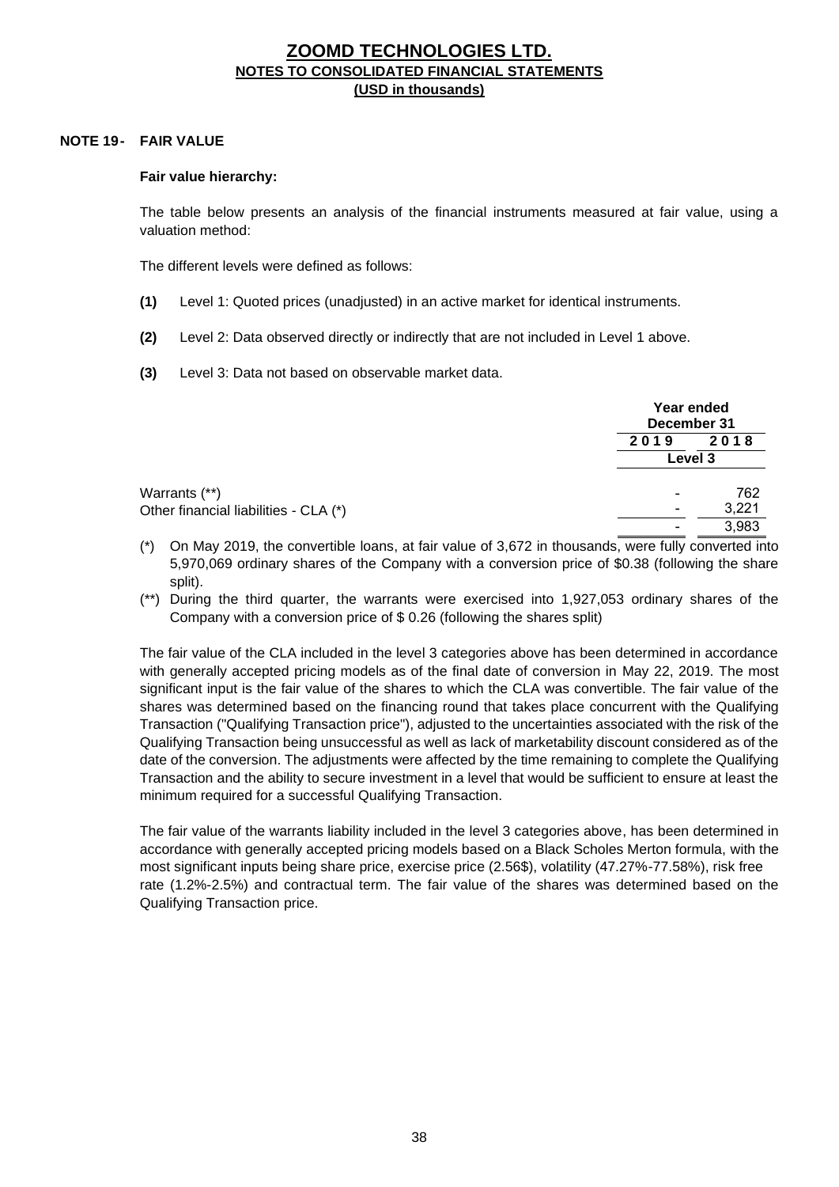## ZOOMD TECHNOLOGIES LTD.

**NOTES TO CONSOLIDATED FINANCIAL STATEMENTS**

**(USD in thousands)**

### NOTE 19 - FAIR VALUE

**Fair value hierarchy:**

The table below presents an analysis of the financial instruments measured at fair value, using a valuation method:

The different levels were defined as follows:

**(1)** Level 1: Quoted prices (unadjusted) in an active market for identical instruments.

**(2)** Level 2: Data observed directly or indirectly that are not included in Level 1 above.

**(3)** Level 3: Data not based on observable market data.

| | Year ended December 31 | |
|---|---|---|
| | 2019 | 2018 |
| | Level 3 | |
| Warrants (**) | - | 762 |
| Other financial liabilities - CLA (*) | - | 3,221 |
| | - | 3,983 |

(*) On May 2019, the convertible loans, at fair value of 3,672 in thousands, were fully converted into 5,970,069 ordinary shares of the Company with a conversion price of $0.38 (following the share split).

(**) During the third quarter, the warrants were exercised into 1,927,053 ordinary shares of the Company with a conversion price of $ 0.26 (following the shares split)

The fair value of the CLA included in the level 3 categories above has been determined in accordance with generally accepted pricing models as of the final date of conversion in May 22, 2019. The most significant input is the fair value of the shares to which the CLA was convertible. The fair value of the shares was determined based on the financing round that takes place concurrent with the Qualifying Transaction ("Qualifying Transaction price"), adjusted to the uncertainties associated with the risk of the Qualifying Transaction being unsuccessful as well as lack of marketability discount considered as of the date of the conversion. The adjustments were affected by the time remaining to complete the Qualifying Transaction and the ability to secure investment in a level that would be sufficient to ensure at least the minimum required for a successful Qualifying Transaction.

The fair value of the warrants liability included in the level 3 categories above, has been determined in accordance with generally accepted pricing models based on a Black Scholes Merton formula, with the most significant inputs being share price, exercise price (2.56$), volatility (47.27%-77.58%), risk free rate (1.2%-2.5%) and contractual term. The fair value of the shares was determined based on the Qualifying Transaction price.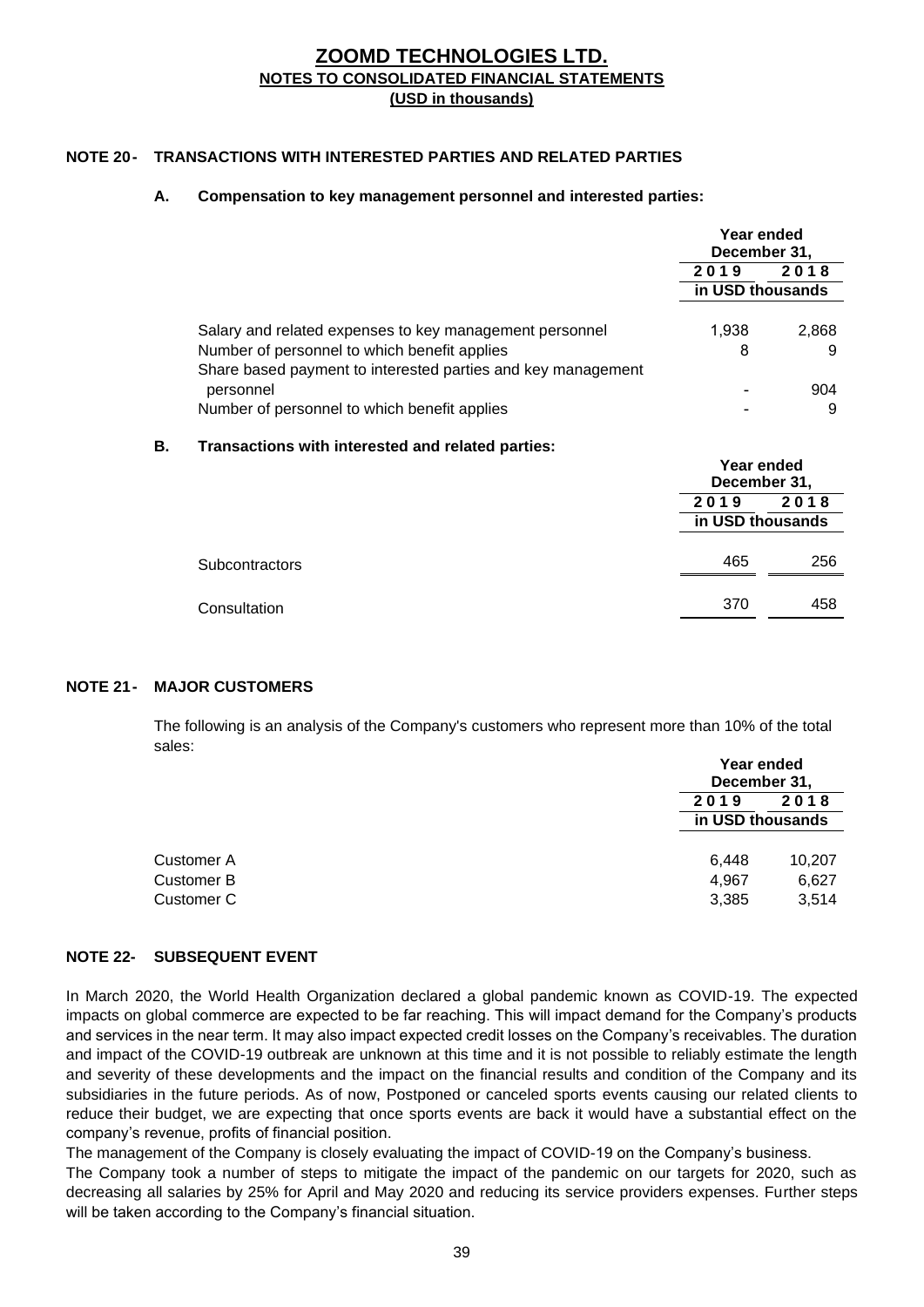# ZOOMD TECHNOLOGIES LTD.
## NOTES TO CONSOLIDATED FINANCIAL STATEMENTS
**(USD in thousands)**

### NOTE 20 - TRANSACTIONS WITH INTERESTED PARTIES AND RELATED PARTIES

#### A. Compensation to key management personnel and interested parties:

| | Year ended December 31, | |
|---|---|---|
| | 2019 | 2018 |
| | in USD thousands | |
| Salary and related expenses to key management personnel | 1,938 | 2,868 |
| Number of personnel to which benefit applies | 8 | 9 |
| Share based payment to interested parties and key management personnel | - | 904 |
| Number of personnel to which benefit applies | - | 9 |

#### B. Transactions with interested and related parties:

| | Year ended December 31, | |
|---|---|---|
| | 2019 | 2018 |
| | in USD thousands | |
| Subcontractors | 465 | 256 |
| Consultation | 370 | 458 |

### NOTE 21 - MAJOR CUSTOMERS

The following is an analysis of the Company's customers who represent more than 10% of the total sales:

| | Year ended December 31, | |
|---|---|---|
| | 2019 | 2018 |
| | in USD thousands | |
| Customer A | 6,448 | 10,207 |
| Customer B | 4,967 | 6,627 |
| Customer C | 3,385 | 3,514 |

### NOTE 22 - SUBSEQUENT EVENT

In March 2020, the World Health Organization declared a global pandemic known as COVID-19. The expected impacts on global commerce are expected to be far reaching. This will impact demand for the Company's products and services in the near term. It may also impact expected credit losses on the Company's receivables. The duration and impact of the COVID-19 outbreak are unknown at this time and it is not possible to reliably estimate the length and severity of these developments and the impact on the financial results and condition of the Company and its subsidiaries in the future periods. As of now, Postponed or canceled sports events causing our related clients to reduce their budget, we are expecting that once sports events are back it would have a substantial effect on the company's revenue, profits of financial position.

The management of the Company is closely evaluating the impact of COVID-19 on the Company's business.

The Company took a number of steps to mitigate the impact of the pandemic on our targets for 2020, such as decreasing all salaries by 25% for April and May 2020 and reducing its service providers expenses. Further steps will be taken according to the Company's financial situation.